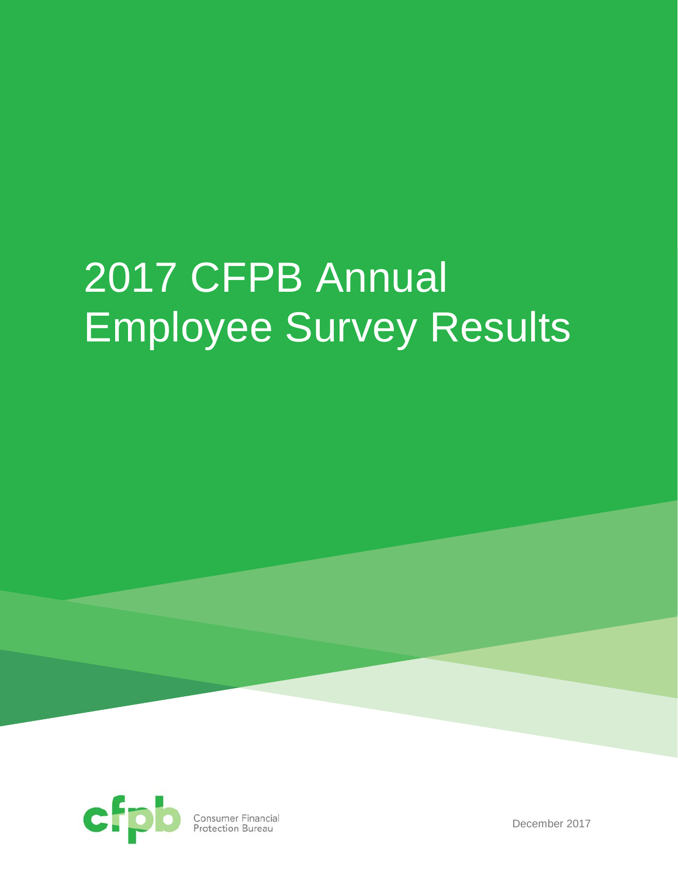# 2017 CFPB Annual Employee Survey Results

Consumer Financial Protection Bureau

December 2017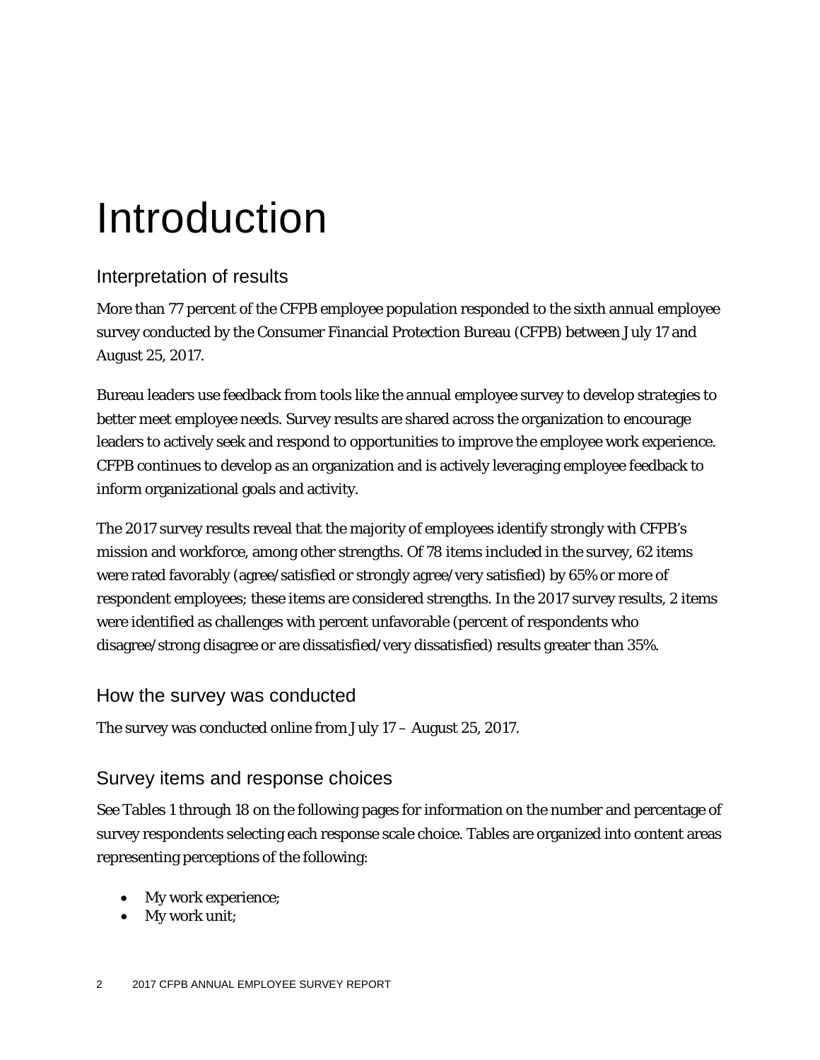# Introduction

## Interpretation of results

More than 77 percent of the CFPB employee population responded to the sixth annual employee survey conducted by the Consumer Financial Protection Bureau (CFPB) between July 17 and August 25, 2017.

Bureau leaders use feedback from tools like the annual employee survey to develop strategies to better meet employee needs. Survey results are shared across the organization to encourage leaders to actively seek and respond to opportunities to improve the employee work experience. CFPB continues to develop as an organization and is actively leveraging employee feedback to inform organizational goals and activity.

The 2017 survey results reveal that the majority of employees identify strongly with CFPB's mission and workforce, among other strengths. Of 78 items included in the survey, 62 items were rated favorably (agree/satisfied or strongly agree/very satisfied) by 65% or more of respondent employees; these items are considered strengths. In the 2017 survey results, 2 items were identified as challenges with percent unfavorable (percent of respondents who disagree/strong disagree or are dissatisfied/very dissatisfied) results greater than 35%.

## How the survey was conducted

The survey was conducted online from July 17 – August 25, 2017.

## Survey items and response choices

See Tables 1 through 18 on the following pages for information on the number and percentage of survey respondents selecting each response scale choice. Tables are organized into content areas representing perceptions of the following:

- My work experience;
- My work unit;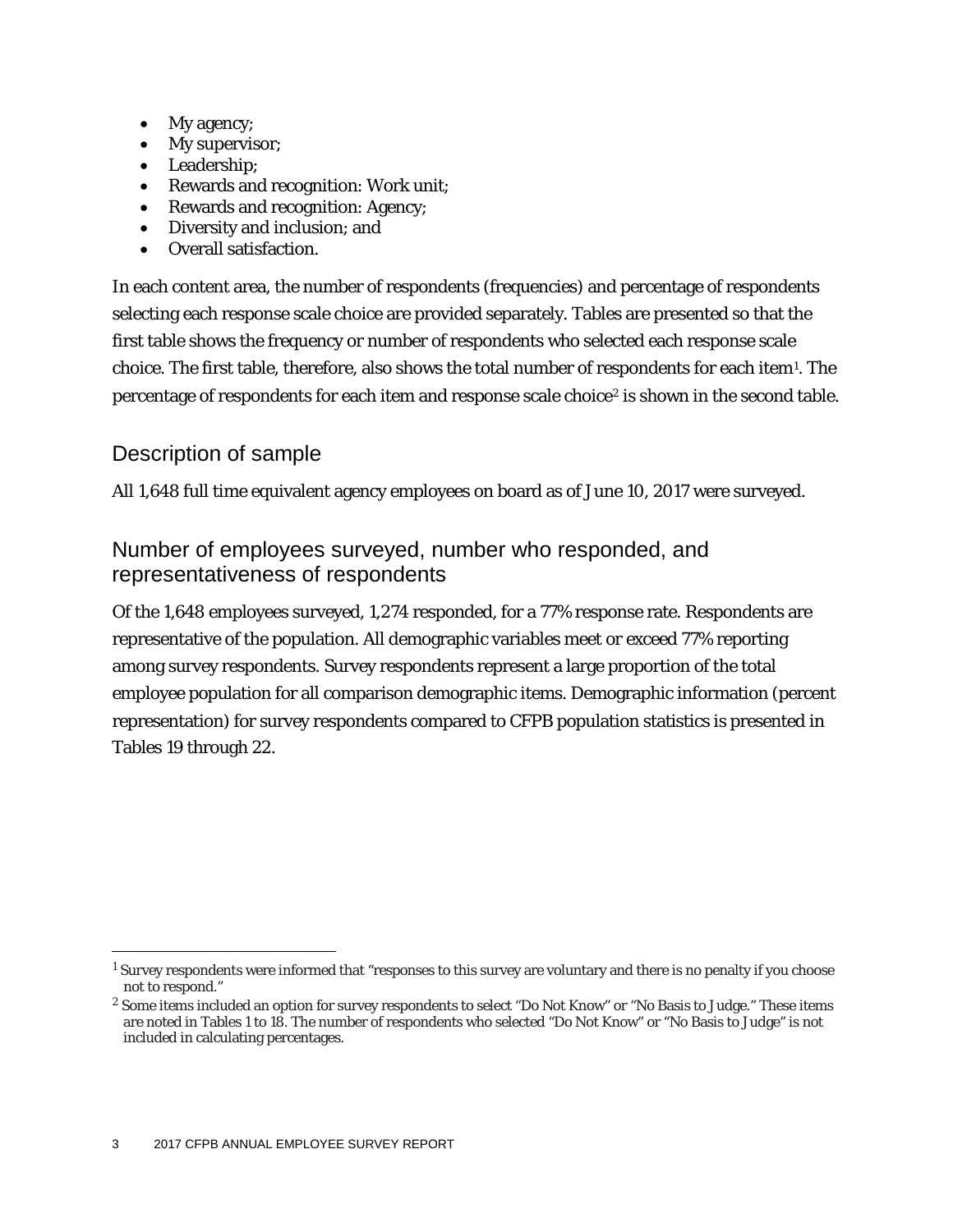- My agency;
- My supervisor;
- Leadership;
- Rewards and recognition: Work unit;
- Rewards and recognition: Agency;
- Diversity and inclusion; and
- Overall satisfaction.

In each content area, the number of respondents (frequencies) and percentage of respondents selecting each response scale choice are provided separately. Tables are presented so that the first table shows the frequency or number of respondents who selected each response scale choice. The first table, therefore, also shows the total number of respondents for each item[1]. The percentage of respondents for each item and response scale choice[2] is shown in the second table.

## Description of sample

All 1,648 full time equivalent agency employees on board as of June 10, 2017 were surveyed.

## Number of employees surveyed, number who responded, and representativeness of respondents

Of the 1,648 employees surveyed, 1,274 responded, for a 77% response rate. Respondents are representative of the population. All demographic variables meet or exceed 77% reporting among survey respondents. Survey respondents represent a large proportion of the total employee population for all comparison demographic items. Demographic information (percent representation) for survey respondents compared to CFPB population statistics is presented in Tables 19 through 22.

---

[1] Survey respondents were informed that "responses to this survey are voluntary and there is no penalty if you choose not to respond."

[2] Some items included an option for survey respondents to select "Do Not Know" or "No Basis to Judge." These items are noted in Tables 1 to 18. The number of respondents who selected "Do Not Know" or "No Basis to Judge" is not included in calculating percentages.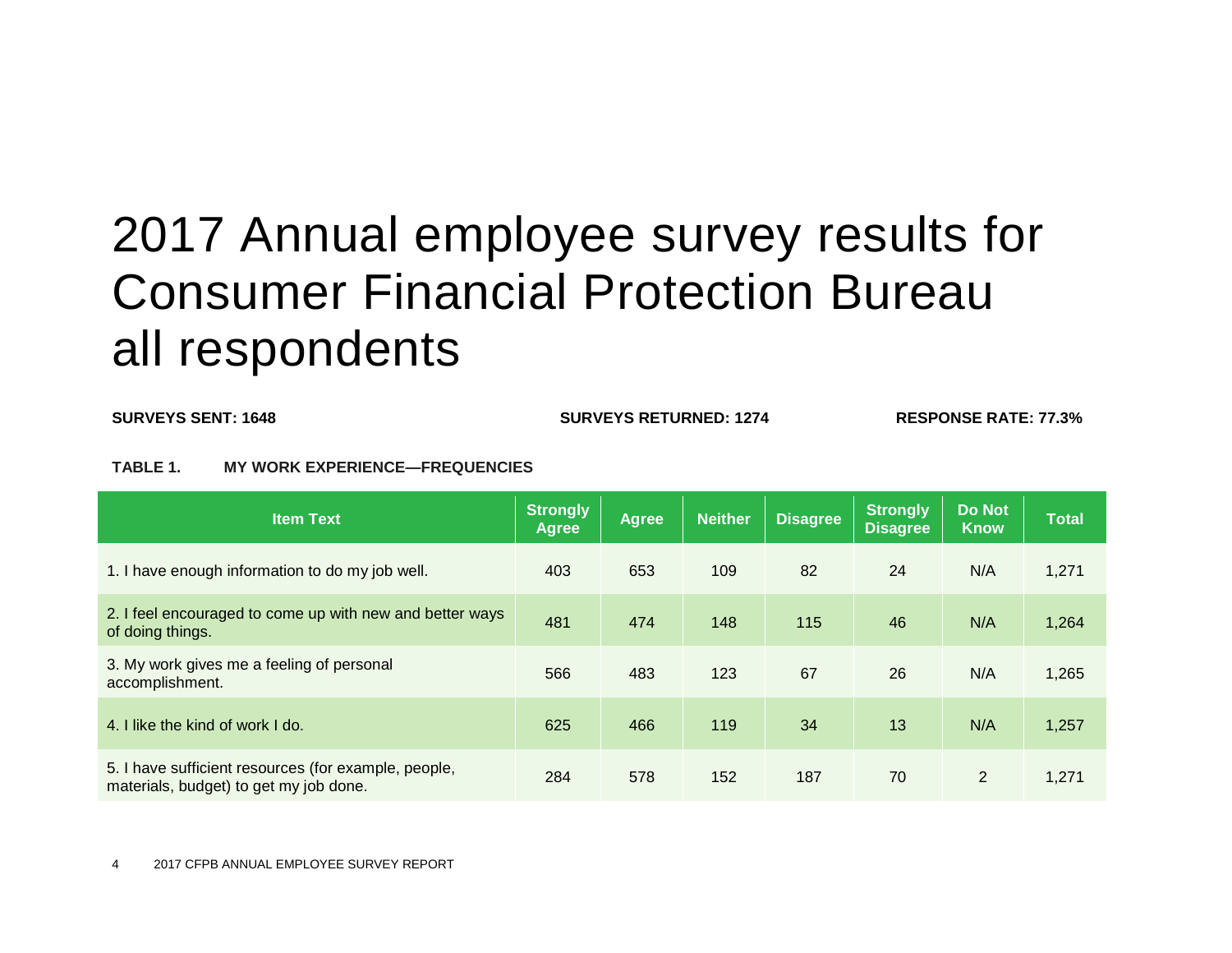# 2017 Annual employee survey results for Consumer Financial Protection Bureau all respondents

**SURVEYS SENT: 1648** **SURVEYS RETURNED: 1274** **RESPONSE RATE: 77.3%**

**TABLE 1. MY WORK EXPERIENCE—FREQUENCIES**

| Item Text | Strongly Agree | Agree | Neither | Disagree | Strongly Disagree | Do Not Know | Total |
|---|---|---|---|---|---|---|---|
| 1. I have enough information to do my job well. | 403 | 653 | 109 | 82 | 24 | N/A | 1,271 |
| 2. I feel encouraged to come up with new and better ways of doing things. | 481 | 474 | 148 | 115 | 46 | N/A | 1,264 |
| 3. My work gives me a feeling of personal accomplishment. | 566 | 483 | 123 | 67 | 26 | N/A | 1,265 |
| 4. I like the kind of work I do. | 625 | 466 | 119 | 34 | 13 | N/A | 1,257 |
| 5. I have sufficient resources (for example, people, materials, budget) to get my job done. | 284 | 578 | 152 | 187 | 70 | 2 | 1,271 |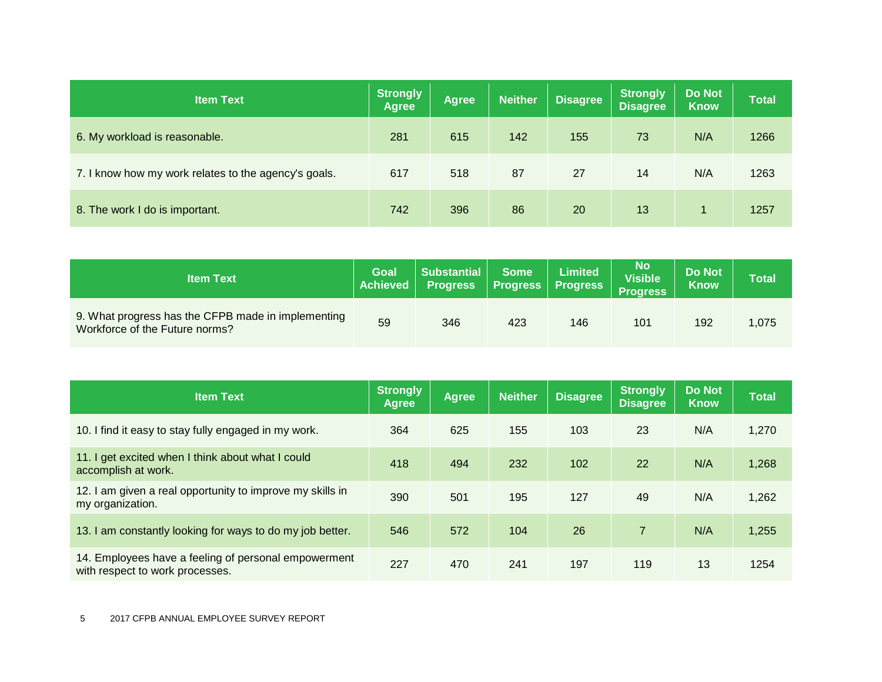| Item Text | Strongly Agree | Agree | Neither | Disagree | Strongly Disagree | Do Not Know | Total |
|---|---|---|---|---|---|---|---|
| 6. My workload is reasonable. | 281 | 615 | 142 | 155 | 73 | N/A | 1266 |
| 7. I know how my work relates to the agency's goals. | 617 | 518 | 87 | 27 | 14 | N/A | 1263 |
| 8. The work I do is important. | 742 | 396 | 86 | 20 | 13 | 1 | 1257 |

| Item Text | Goal Achieved | Substantial Progress | Some Progress | Limited Progress | No Visible Progress | Do Not Know | Total |
|---|---|---|---|---|---|---|---|
| 9. What progress has the CFPB made in implementing Workforce of the Future norms? | 59 | 346 | 423 | 146 | 101 | 192 | 1,075 |

| Item Text | Strongly Agree | Agree | Neither | Disagree | Strongly Disagree | Do Not Know | Total |
|---|---|---|---|---|---|---|---|
| 10. I find it easy to stay fully engaged in my work. | 364 | 625 | 155 | 103 | 23 | N/A | 1,270 |
| 11. I get excited when I think about what I could accomplish at work. | 418 | 494 | 232 | 102 | 22 | N/A | 1,268 |
| 12. I am given a real opportunity to improve my skills in my organization. | 390 | 501 | 195 | 127 | 49 | N/A | 1,262 |
| 13. I am constantly looking for ways to do my job better. | 546 | 572 | 104 | 26 | 7 | N/A | 1,255 |
| 14. Employees have a feeling of personal empowerment with respect to work processes. | 227 | 470 | 241 | 197 | 119 | 13 | 1254 |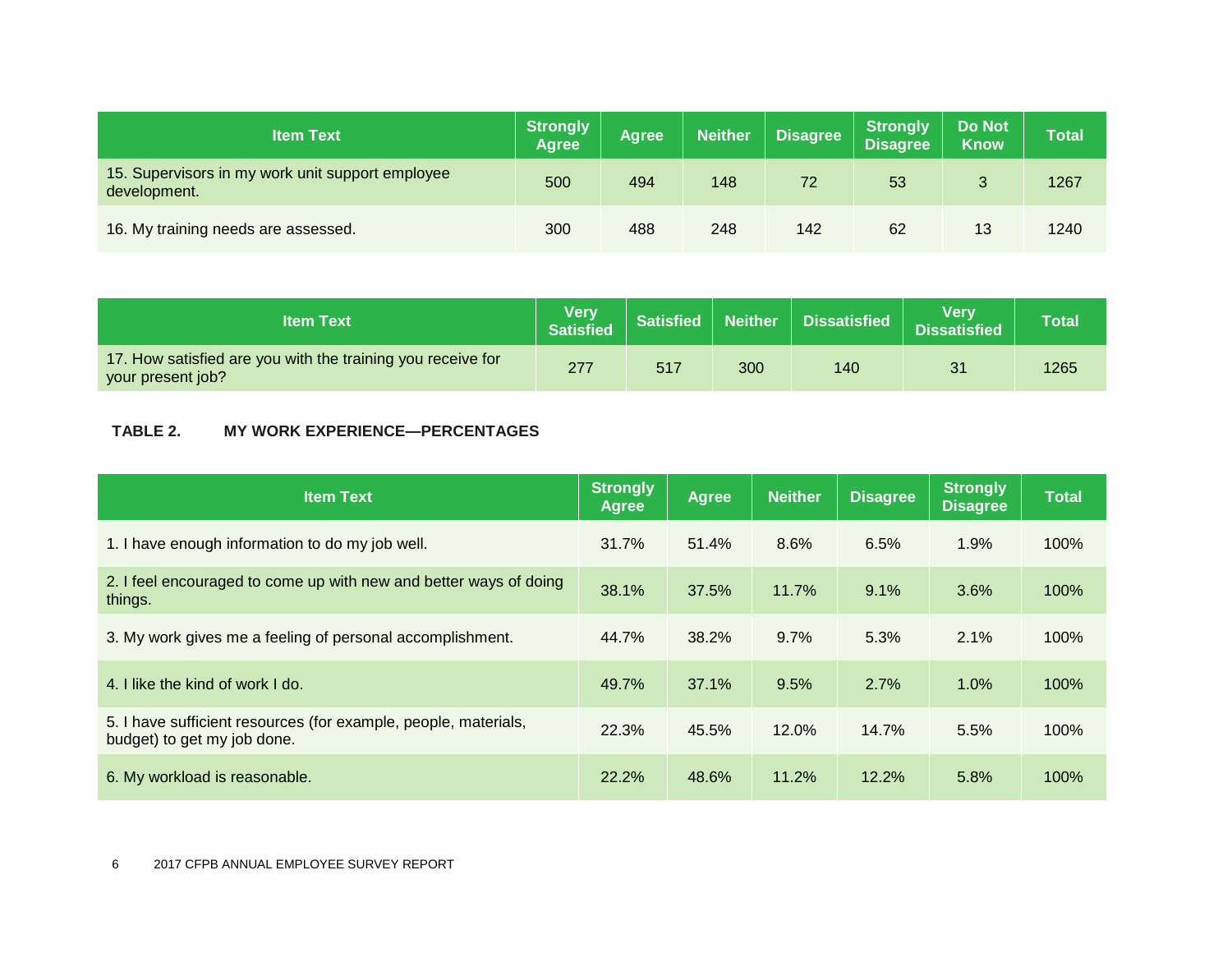| Item Text | Strongly Agree | Agree | Neither | Disagree | Strongly Disagree | Do Not Know | Total |
|---|---|---|---|---|---|---|---|
| 15. Supervisors in my work unit support employee development. | 500 | 494 | 148 | 72 | 53 | 3 | 1267 |
| 16. My training needs are assessed. | 300 | 488 | 248 | 142 | 62 | 13 | 1240 |

| Item Text | Very Satisfied | Satisfied | Neither | Dissatisfied | Very Dissatisfied | Total |
|---|---|---|---|---|---|---|
| 17. How satisfied are you with the training you receive for your present job? | 277 | 517 | 300 | 140 | 31 | 1265 |

### TABLE 2. MY WORK EXPERIENCE—PERCENTAGES

| Item Text | Strongly Agree | Agree | Neither | Disagree | Strongly Disagree | Total |
|---|---|---|---|---|---|---|
| 1. I have enough information to do my job well. | 31.7% | 51.4% | 8.6% | 6.5% | 1.9% | 100% |
| 2. I feel encouraged to come up with new and better ways of doing things. | 38.1% | 37.5% | 11.7% | 9.1% | 3.6% | 100% |
| 3. My work gives me a feeling of personal accomplishment. | 44.7% | 38.2% | 9.7% | 5.3% | 2.1% | 100% |
| 4. I like the kind of work I do. | 49.7% | 37.1% | 9.5% | 2.7% | 1.0% | 100% |
| 5. I have sufficient resources (for example, people, materials, budget) to get my job done. | 22.3% | 45.5% | 12.0% | 14.7% | 5.5% | 100% |
| 6. My workload is reasonable. | 22.2% | 48.6% | 11.2% | 12.2% | 5.8% | 100% |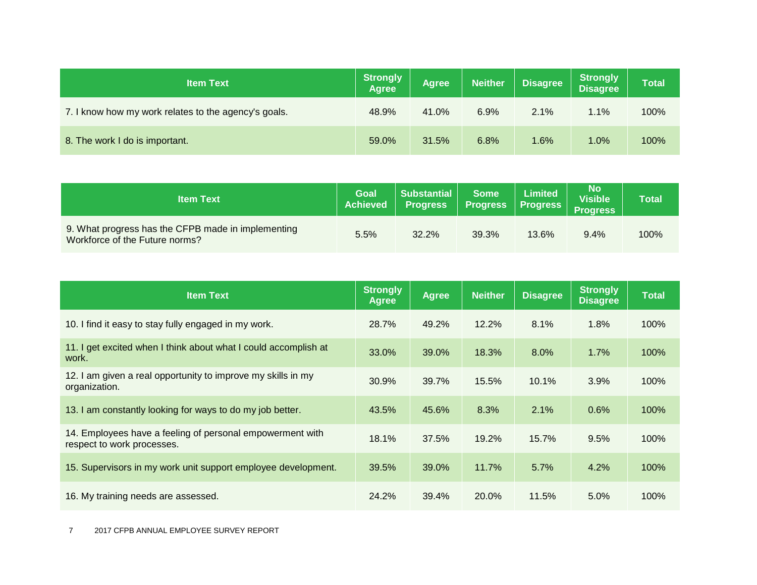| Item Text | Strongly Agree | Agree | Neither | Disagree | Strongly Disagree | Total |
|---|---|---|---|---|---|---|
| 7. I know how my work relates to the agency's goals. | 48.9% | 41.0% | 6.9% | 2.1% | 1.1% | 100% |
| 8. The work I do is important. | 59.0% | 31.5% | 6.8% | 1.6% | 1.0% | 100% |

| Item Text | Goal Achieved | Substantial Progress | Some Progress | Limited Progress | No Visible Progress | Total |
|---|---|---|---|---|---|---|
| 9. What progress has the CFPB made in implementing Workforce of the Future norms? | 5.5% | 32.2% | 39.3% | 13.6% | 9.4% | 100% |

| Item Text | Strongly Agree | Agree | Neither | Disagree | Strongly Disagree | Total |
|---|---|---|---|---|---|---|
| 10. I find it easy to stay fully engaged in my work. | 28.7% | 49.2% | 12.2% | 8.1% | 1.8% | 100% |
| 11. I get excited when I think about what I could accomplish at work. | 33.0% | 39.0% | 18.3% | 8.0% | 1.7% | 100% |
| 12. I am given a real opportunity to improve my skills in my organization. | 30.9% | 39.7% | 15.5% | 10.1% | 3.9% | 100% |
| 13. I am constantly looking for ways to do my job better. | 43.5% | 45.6% | 8.3% | 2.1% | 0.6% | 100% |
| 14. Employees have a feeling of personal empowerment with respect to work processes. | 18.1% | 37.5% | 19.2% | 15.7% | 9.5% | 100% |
| 15. Supervisors in my work unit support employee development. | 39.5% | 39.0% | 11.7% | 5.7% | 4.2% | 100% |
| 16. My training needs are assessed. | 24.2% | 39.4% | 20.0% | 11.5% | 5.0% | 100% |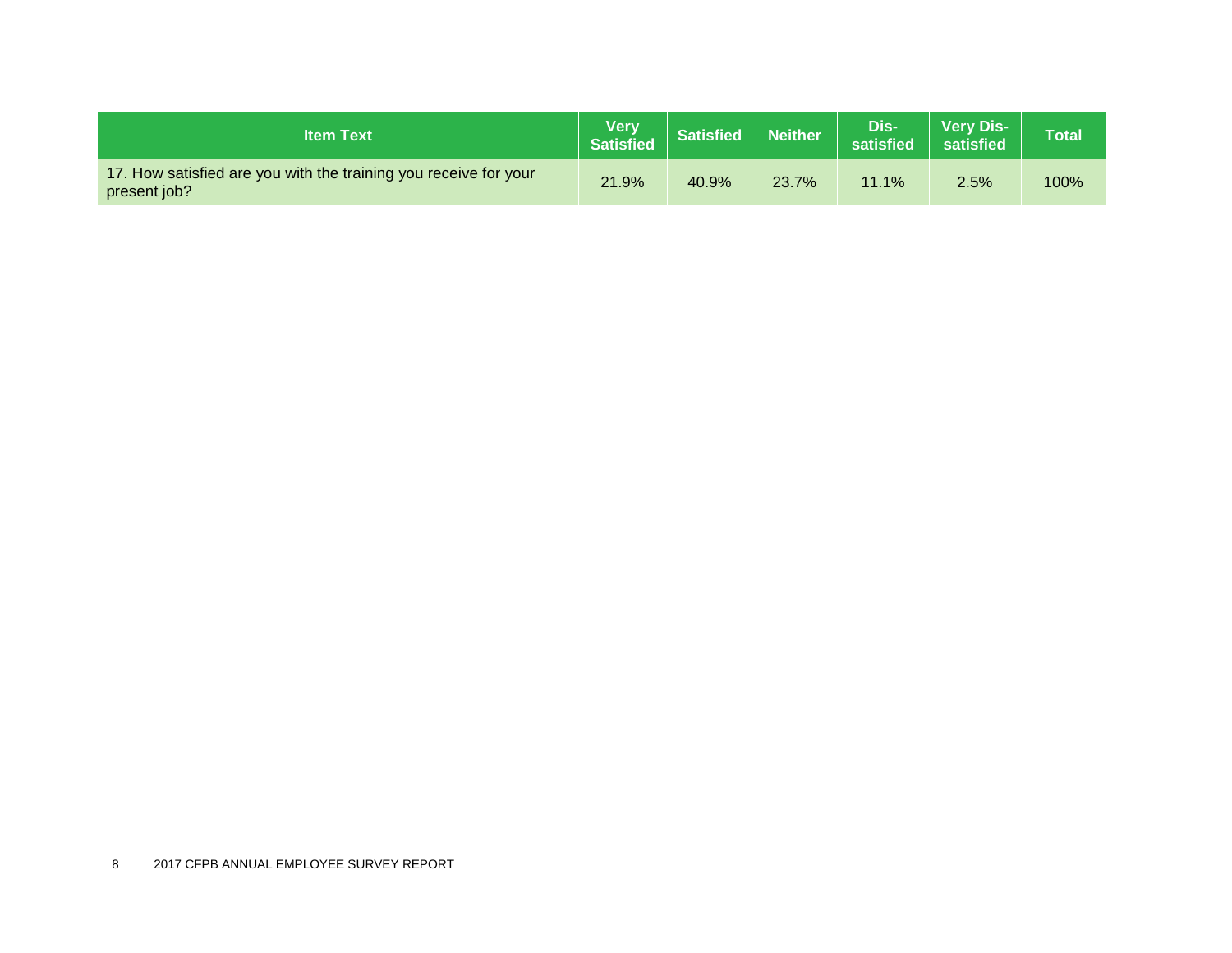| Item Text | Very Satisfied | Satisfied | Neither | Dis-satisfied | Very Dis-satisfied | Total |
|---|---|---|---|---|---|---|
| 17. How satisfied are you with the training you receive for your present job? | 21.9% | 40.9% | 23.7% | 11.1% | 2.5% | 100% |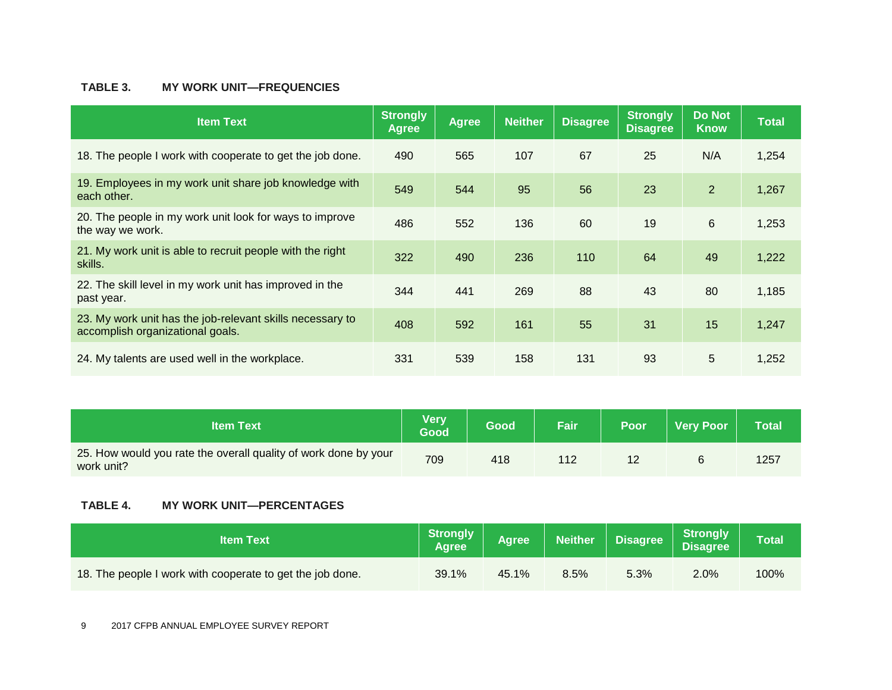### TABLE 3. MY WORK UNIT—FREQUENCIES

| Item Text | Strongly Agree | Agree | Neither | Disagree | Strongly Disagree | Do Not Know | Total |
|---|---|---|---|---|---|---|---|
| 18. The people I work with cooperate to get the job done. | 490 | 565 | 107 | 67 | 25 | N/A | 1,254 |
| 19. Employees in my work unit share job knowledge with each other. | 549 | 544 | 95 | 56 | 23 | 2 | 1,267 |
| 20. The people in my work unit look for ways to improve the way we work. | 486 | 552 | 136 | 60 | 19 | 6 | 1,253 |
| 21. My work unit is able to recruit people with the right skills. | 322 | 490 | 236 | 110 | 64 | 49 | 1,222 |
| 22. The skill level in my work unit has improved in the past year. | 344 | 441 | 269 | 88 | 43 | 80 | 1,185 |
| 23. My work unit has the job-relevant skills necessary to accomplish organizational goals. | 408 | 592 | 161 | 55 | 31 | 15 | 1,247 |
| 24. My talents are used well in the workplace. | 331 | 539 | 158 | 131 | 93 | 5 | 1,252 |

| Item Text | Very Good | Good | Fair | Poor | Very Poor | Total |
|---|---|---|---|---|---|---|
| 25. How would you rate the overall quality of work done by your work unit? | 709 | 418 | 112 | 12 | 6 | 1257 |

### TABLE 4. MY WORK UNIT—PERCENTAGES

| Item Text | Strongly Agree | Agree | Neither | Disagree | Strongly Disagree | Total |
|---|---|---|---|---|---|---|
| 18. The people I work with cooperate to get the job done. | 39.1% | 45.1% | 8.5% | 5.3% | 2.0% | 100% |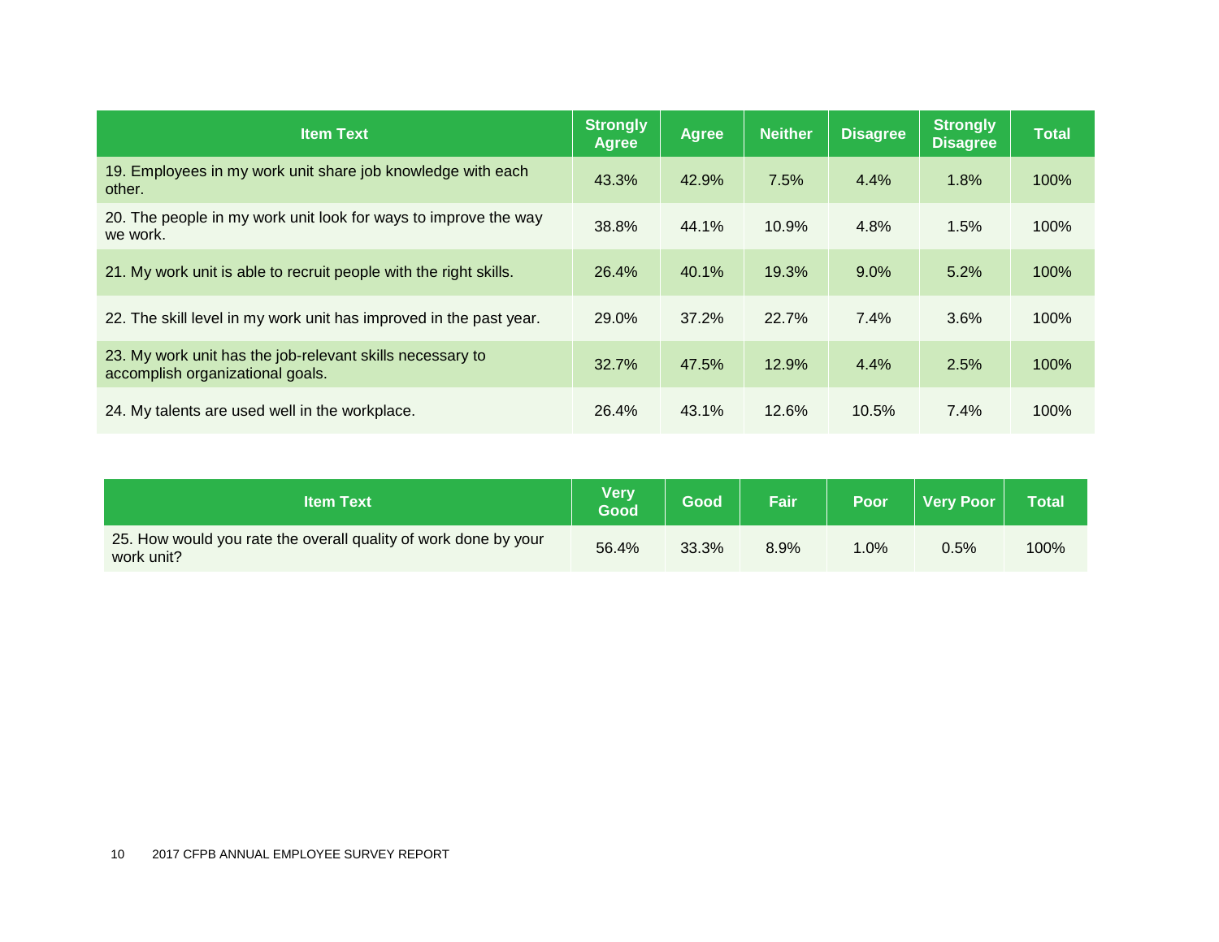| Item Text | Strongly Agree | Agree | Neither | Disagree | Strongly Disagree | Total |
|---|---|---|---|---|---|---|
| 19. Employees in my work unit share job knowledge with each other. | 43.3% | 42.9% | 7.5% | 4.4% | 1.8% | 100% |
| 20. The people in my work unit look for ways to improve the way we work. | 38.8% | 44.1% | 10.9% | 4.8% | 1.5% | 100% |
| 21. My work unit is able to recruit people with the right skills. | 26.4% | 40.1% | 19.3% | 9.0% | 5.2% | 100% |
| 22. The skill level in my work unit has improved in the past year. | 29.0% | 37.2% | 22.7% | 7.4% | 3.6% | 100% |
| 23. My work unit has the job-relevant skills necessary to accomplish organizational goals. | 32.7% | 47.5% | 12.9% | 4.4% | 2.5% | 100% |
| 24. My talents are used well in the workplace. | 26.4% | 43.1% | 12.6% | 10.5% | 7.4% | 100% |

| Item Text | Very Good | Good | Fair | Poor | Very Poor | Total |
|---|---|---|---|---|---|---|
| 25. How would you rate the overall quality of work done by your work unit? | 56.4% | 33.3% | 8.9% | 1.0% | 0.5% | 100% |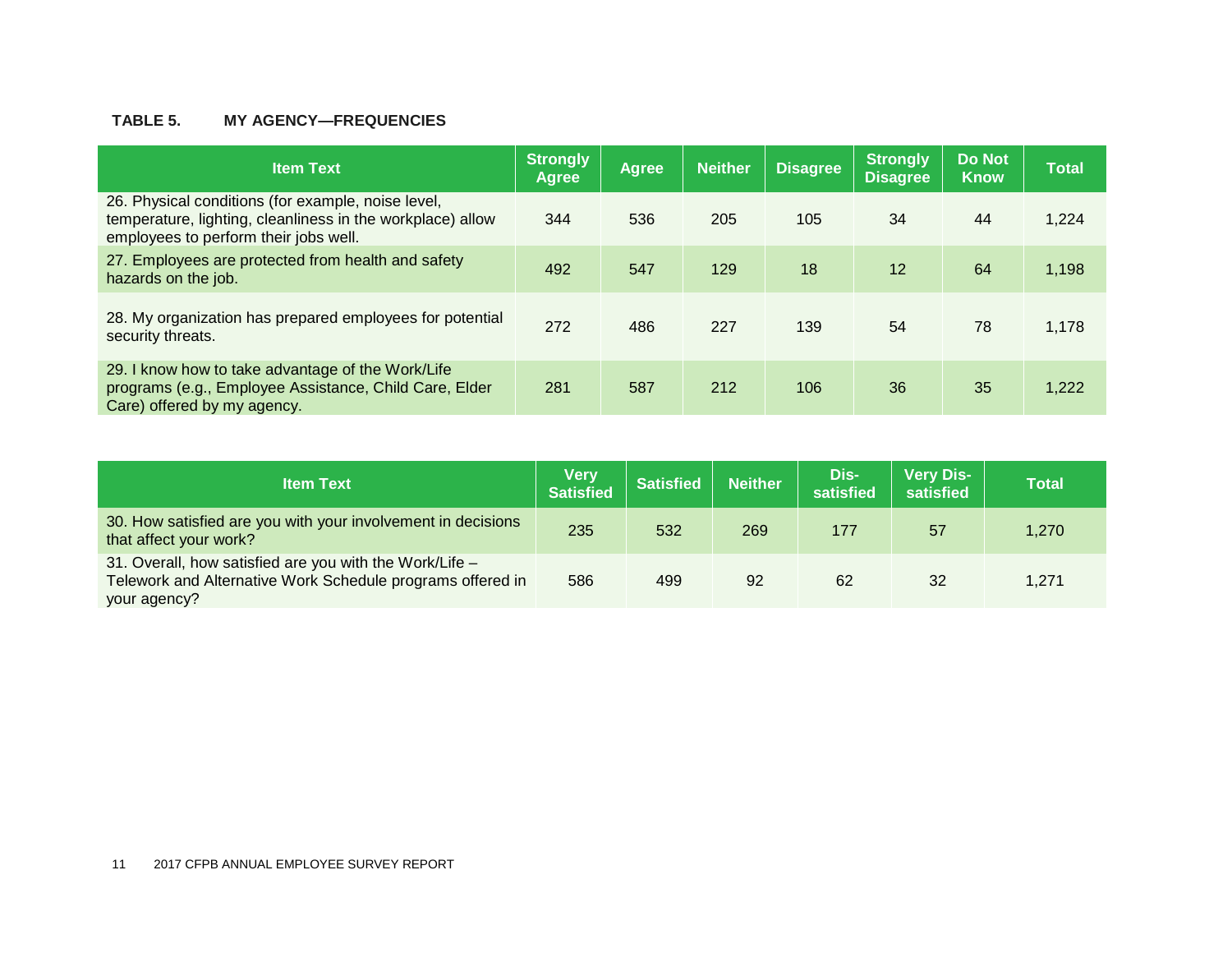**TABLE 5. MY AGENCY—FREQUENCIES**

| Item Text | Strongly Agree | Agree | Neither | Disagree | Strongly Disagree | Do Not Know | Total |
|---|---|---|---|---|---|---|---|
| 26. Physical conditions (for example, noise level, temperature, lighting, cleanliness in the workplace) allow employees to perform their jobs well. | 344 | 536 | 205 | 105 | 34 | 44 | 1,224 |
| 27. Employees are protected from health and safety hazards on the job. | 492 | 547 | 129 | 18 | 12 | 64 | 1,198 |
| 28. My organization has prepared employees for potential security threats. | 272 | 486 | 227 | 139 | 54 | 78 | 1,178 |
| 29. I know how to take advantage of the Work/Life programs (e.g., Employee Assistance, Child Care, Elder Care) offered by my agency. | 281 | 587 | 212 | 106 | 36 | 35 | 1,222 |

| Item Text | Very Satisfied | Satisfied | Neither | Dis-satisfied | Very Dis-satisfied | Total |
|---|---|---|---|---|---|---|
| 30. How satisfied are you with your involvement in decisions that affect your work? | 235 | 532 | 269 | 177 | 57 | 1,270 |
| 31. Overall, how satisfied are you with the Work/Life – Telework and Alternative Work Schedule programs offered in your agency? | 586 | 499 | 92 | 62 | 32 | 1,271 |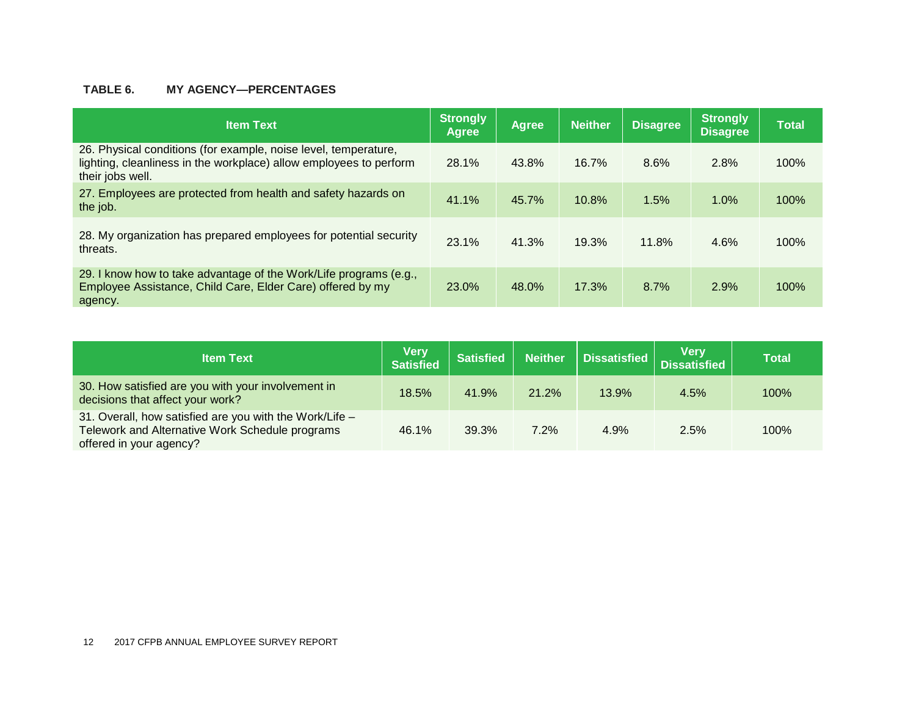**TABLE 6. MY AGENCY—PERCENTAGES**

| Item Text | Strongly Agree | Agree | Neither | Disagree | Strongly Disagree | Total |
|---|---|---|---|---|---|---|
| 26. Physical conditions (for example, noise level, temperature, lighting, cleanliness in the workplace) allow employees to perform their jobs well. | 28.1% | 43.8% | 16.7% | 8.6% | 2.8% | 100% |
| 27. Employees are protected from health and safety hazards on the job. | 41.1% | 45.7% | 10.8% | 1.5% | 1.0% | 100% |
| 28. My organization has prepared employees for potential security threats. | 23.1% | 41.3% | 19.3% | 11.8% | 4.6% | 100% |
| 29. I know how to take advantage of the Work/Life programs (e.g., Employee Assistance, Child Care, Elder Care) offered by my agency. | 23.0% | 48.0% | 17.3% | 8.7% | 2.9% | 100% |

| Item Text | Very Satisfied | Satisfied | Neither | Dissatisfied | Very Dissatisfied | Total |
|---|---|---|---|---|---|---|
| 30. How satisfied are you with your involvement in decisions that affect your work? | 18.5% | 41.9% | 21.2% | 13.9% | 4.5% | 100% |
| 31. Overall, how satisfied are you with the Work/Life – Telework and Alternative Work Schedule programs offered in your agency? | 46.1% | 39.3% | 7.2% | 4.9% | 2.5% | 100% |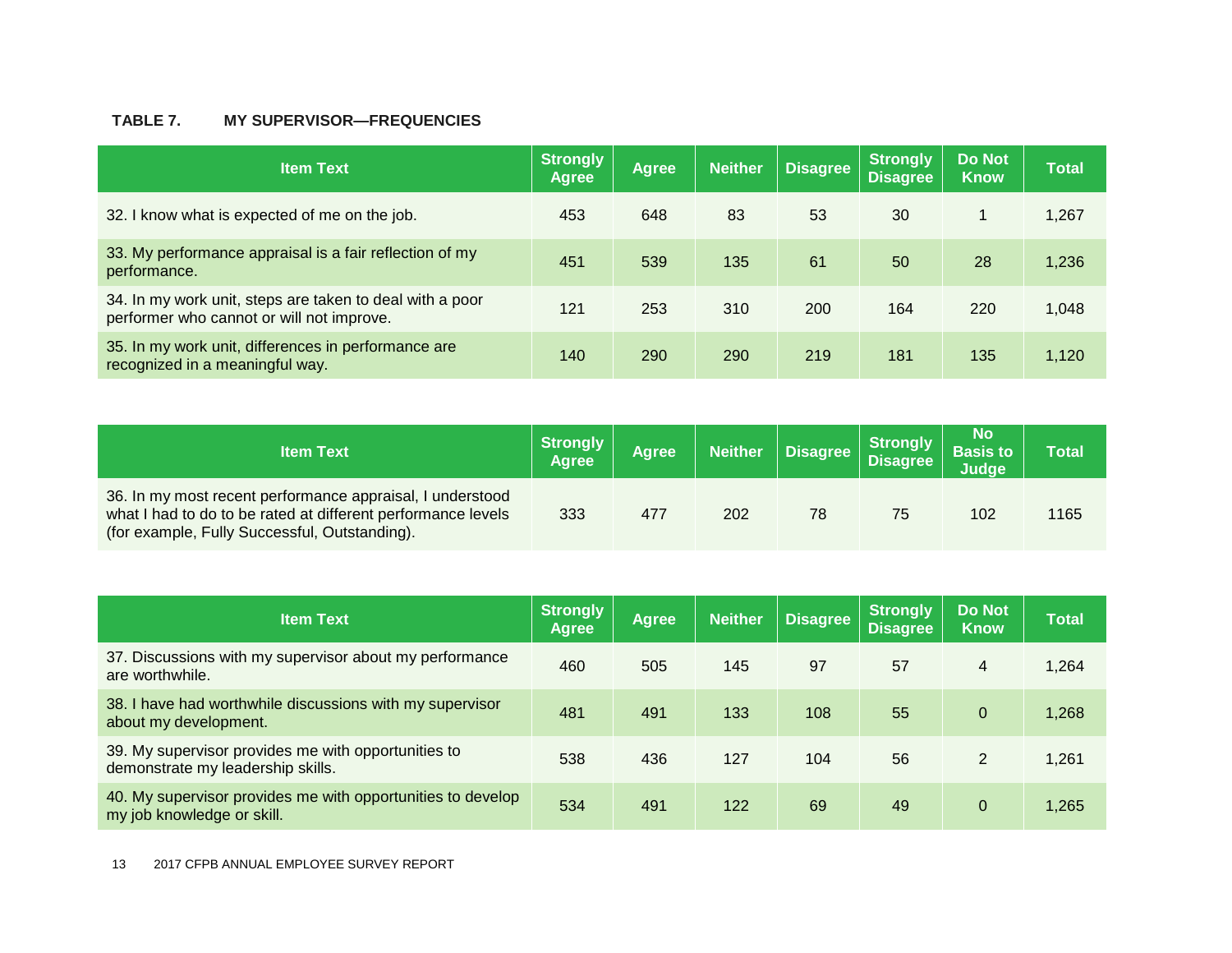**TABLE 7. MY SUPERVISOR—FREQUENCIES**

| Item Text | Strongly Agree | Agree | Neither | Disagree | Strongly Disagree | Do Not Know | Total |
|---|---|---|---|---|---|---|---|
| 32. I know what is expected of me on the job. | 453 | 648 | 83 | 53 | 30 | 1 | 1,267 |
| 33. My performance appraisal is a fair reflection of my performance. | 451 | 539 | 135 | 61 | 50 | 28 | 1,236 |
| 34. In my work unit, steps are taken to deal with a poor performer who cannot or will not improve. | 121 | 253 | 310 | 200 | 164 | 220 | 1,048 |
| 35. In my work unit, differences in performance are recognized in a meaningful way. | 140 | 290 | 290 | 219 | 181 | 135 | 1,120 |

| Item Text | Strongly Agree | Agree | Neither | Disagree | Strongly Disagree | No Basis to Judge | Total |
|---|---|---|---|---|---|---|---|
| 36. In my most recent performance appraisal, I understood what I had to do to be rated at different performance levels (for example, Fully Successful, Outstanding). | 333 | 477 | 202 | 78 | 75 | 102 | 1165 |

| Item Text | Strongly Agree | Agree | Neither | Disagree | Strongly Disagree | Do Not Know | Total |
|---|---|---|---|---|---|---|---|
| 37. Discussions with my supervisor about my performance are worthwhile. | 460 | 505 | 145 | 97 | 57 | 4 | 1,264 |
| 38. I have had worthwhile discussions with my supervisor about my development. | 481 | 491 | 133 | 108 | 55 | 0 | 1,268 |
| 39. My supervisor provides me with opportunities to demonstrate my leadership skills. | 538 | 436 | 127 | 104 | 56 | 2 | 1,261 |
| 40. My supervisor provides me with opportunities to develop my job knowledge or skill. | 534 | 491 | 122 | 69 | 49 | 0 | 1,265 |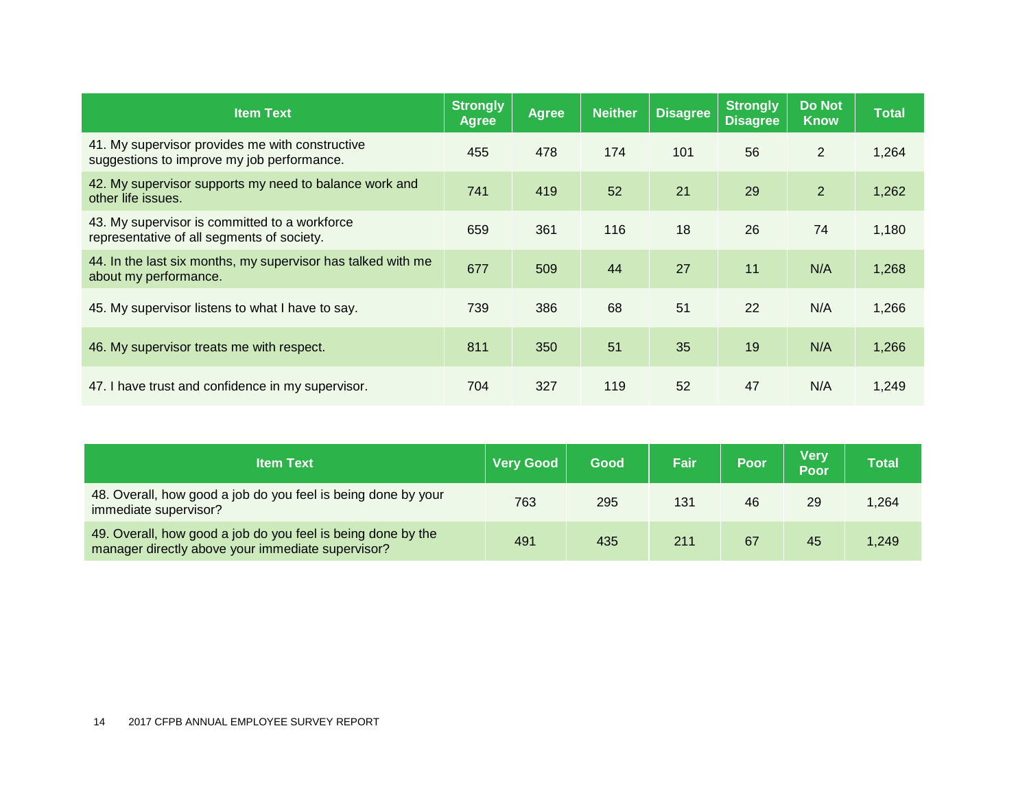| Item Text | Strongly Agree | Agree | Neither | Disagree | Strongly Disagree | Do Not Know | Total |
|---|---|---|---|---|---|---|---|
| 41. My supervisor provides me with constructive suggestions to improve my job performance. | 455 | 478 | 174 | 101 | 56 | 2 | 1,264 |
| 42. My supervisor supports my need to balance work and other life issues. | 741 | 419 | 52 | 21 | 29 | 2 | 1,262 |
| 43. My supervisor is committed to a workforce representative of all segments of society. | 659 | 361 | 116 | 18 | 26 | 74 | 1,180 |
| 44. In the last six months, my supervisor has talked with me about my performance. | 677 | 509 | 44 | 27 | 11 | N/A | 1,268 |
| 45. My supervisor listens to what I have to say. | 739 | 386 | 68 | 51 | 22 | N/A | 1,266 |
| 46. My supervisor treats me with respect. | 811 | 350 | 51 | 35 | 19 | N/A | 1,266 |
| 47. I have trust and confidence in my supervisor. | 704 | 327 | 119 | 52 | 47 | N/A | 1,249 |

| Item Text | Very Good | Good | Fair | Poor | Very Poor | Total |
|---|---|---|---|---|---|---|
| 48. Overall, how good a job do you feel is being done by your immediate supervisor? | 763 | 295 | 131 | 46 | 29 | 1,264 |
| 49. Overall, how good a job do you feel is being done by the manager directly above your immediate supervisor? | 491 | 435 | 211 | 67 | 45 | 1,249 |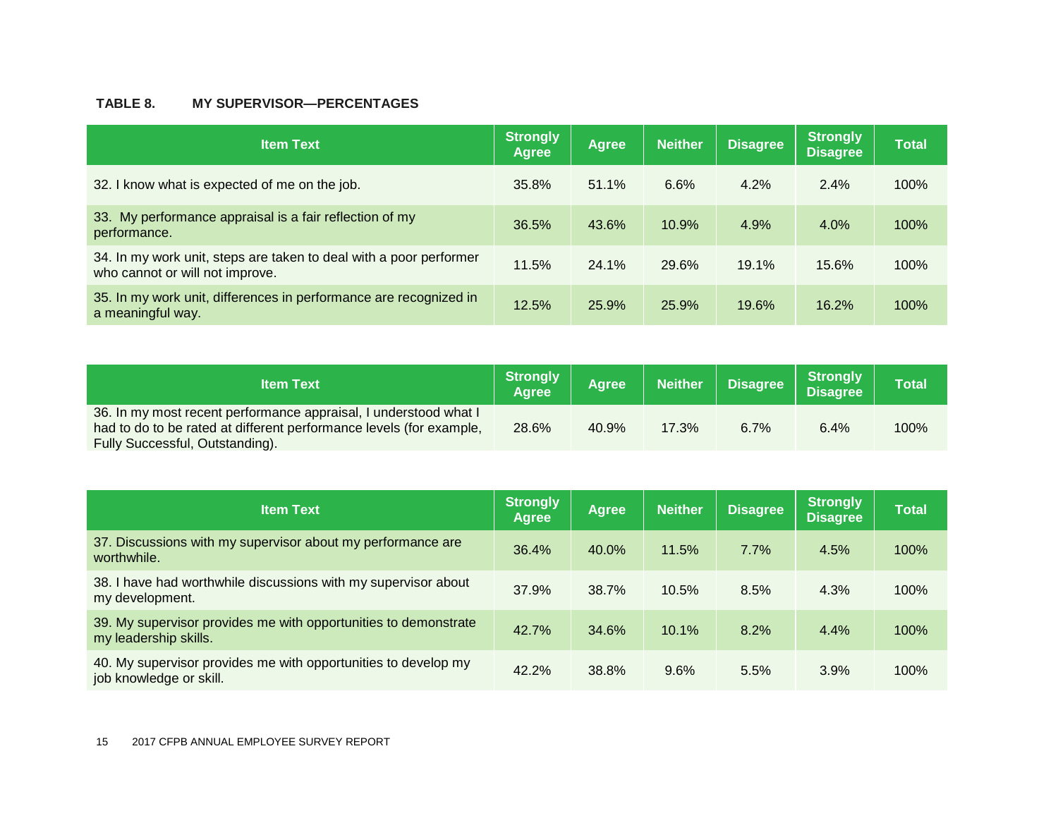**TABLE 8. MY SUPERVISOR—PERCENTAGES**

| Item Text | Strongly Agree | Agree | Neither | Disagree | Strongly Disagree | Total |
|---|---|---|---|---|---|---|
| 32. I know what is expected of me on the job. | 35.8% | 51.1% | 6.6% | 4.2% | 2.4% | 100% |
| 33. My performance appraisal is a fair reflection of my performance. | 36.5% | 43.6% | 10.9% | 4.9% | 4.0% | 100% |
| 34. In my work unit, steps are taken to deal with a poor performer who cannot or will not improve. | 11.5% | 24.1% | 29.6% | 19.1% | 15.6% | 100% |
| 35. In my work unit, differences in performance are recognized in a meaningful way. | 12.5% | 25.9% | 25.9% | 19.6% | 16.2% | 100% |

| Item Text | Strongly Agree | Agree | Neither | Disagree | Strongly Disagree | Total |
|---|---|---|---|---|---|---|
| 36. In my most recent performance appraisal, I understood what I had to do to be rated at different performance levels (for example, Fully Successful, Outstanding). | 28.6% | 40.9% | 17.3% | 6.7% | 6.4% | 100% |

| Item Text | Strongly Agree | Agree | Neither | Disagree | Strongly Disagree | Total |
|---|---|---|---|---|---|---|
| 37. Discussions with my supervisor about my performance are worthwhile. | 36.4% | 40.0% | 11.5% | 7.7% | 4.5% | 100% |
| 38. I have had worthwhile discussions with my supervisor about my development. | 37.9% | 38.7% | 10.5% | 8.5% | 4.3% | 100% |
| 39. My supervisor provides me with opportunities to demonstrate my leadership skills. | 42.7% | 34.6% | 10.1% | 8.2% | 4.4% | 100% |
| 40. My supervisor provides me with opportunities to develop my job knowledge or skill. | 42.2% | 38.8% | 9.6% | 5.5% | 3.9% | 100% |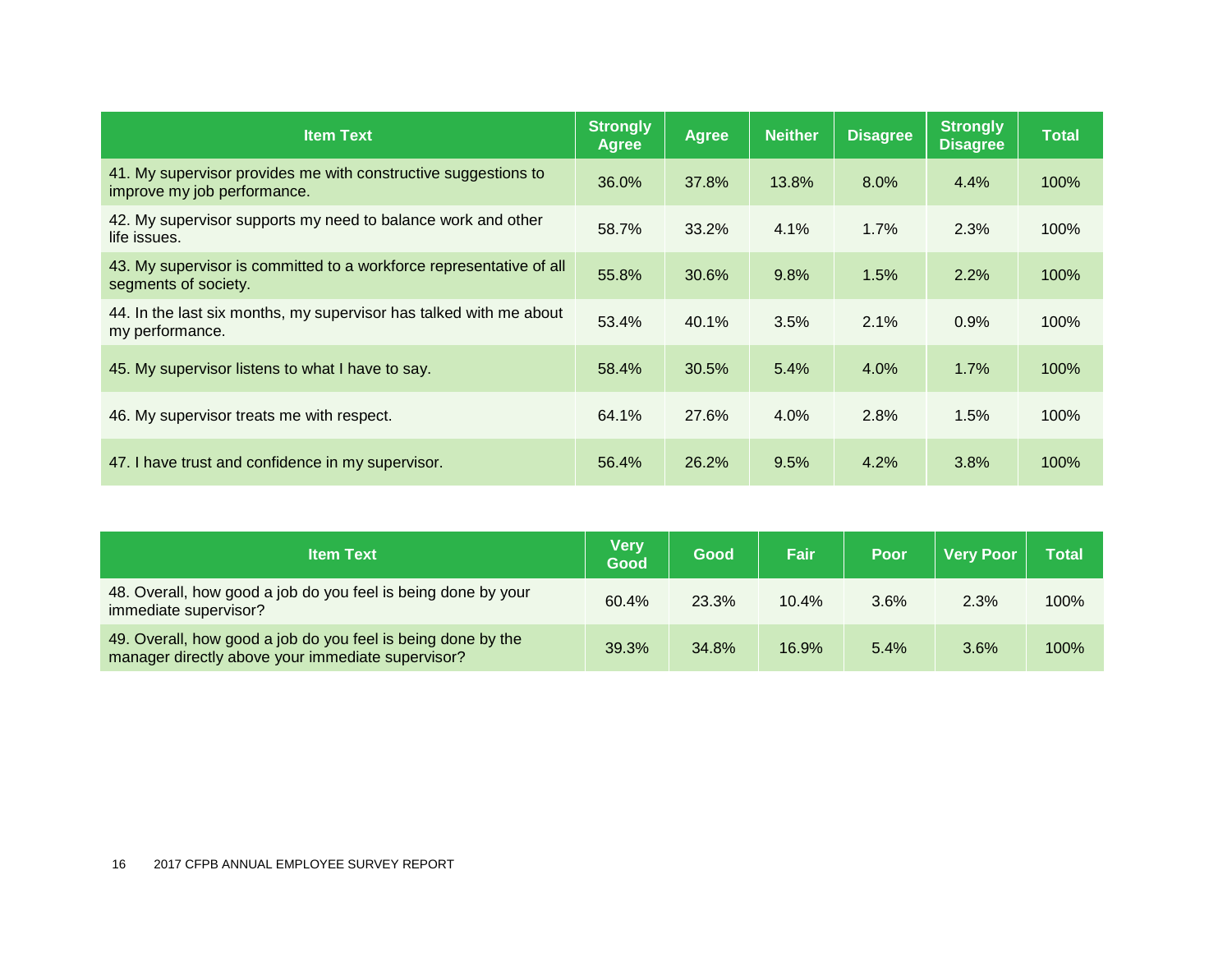| Item Text | Strongly Agree | Agree | Neither | Disagree | Strongly Disagree | Total |
|---|---|---|---|---|---|---|
| 41. My supervisor provides me with constructive suggestions to improve my job performance. | 36.0% | 37.8% | 13.8% | 8.0% | 4.4% | 100% |
| 42. My supervisor supports my need to balance work and other life issues. | 58.7% | 33.2% | 4.1% | 1.7% | 2.3% | 100% |
| 43. My supervisor is committed to a workforce representative of all segments of society. | 55.8% | 30.6% | 9.8% | 1.5% | 2.2% | 100% |
| 44. In the last six months, my supervisor has talked with me about my performance. | 53.4% | 40.1% | 3.5% | 2.1% | 0.9% | 100% |
| 45. My supervisor listens to what I have to say. | 58.4% | 30.5% | 5.4% | 4.0% | 1.7% | 100% |
| 46. My supervisor treats me with respect. | 64.1% | 27.6% | 4.0% | 2.8% | 1.5% | 100% |
| 47. I have trust and confidence in my supervisor. | 56.4% | 26.2% | 9.5% | 4.2% | 3.8% | 100% |

| Item Text | Very Good | Good | Fair | Poor | Very Poor | Total |
|---|---|---|---|---|---|---|
| 48. Overall, how good a job do you feel is being done by your immediate supervisor? | 60.4% | 23.3% | 10.4% | 3.6% | 2.3% | 100% |
| 49. Overall, how good a job do you feel is being done by the manager directly above your immediate supervisor? | 39.3% | 34.8% | 16.9% | 5.4% | 3.6% | 100% |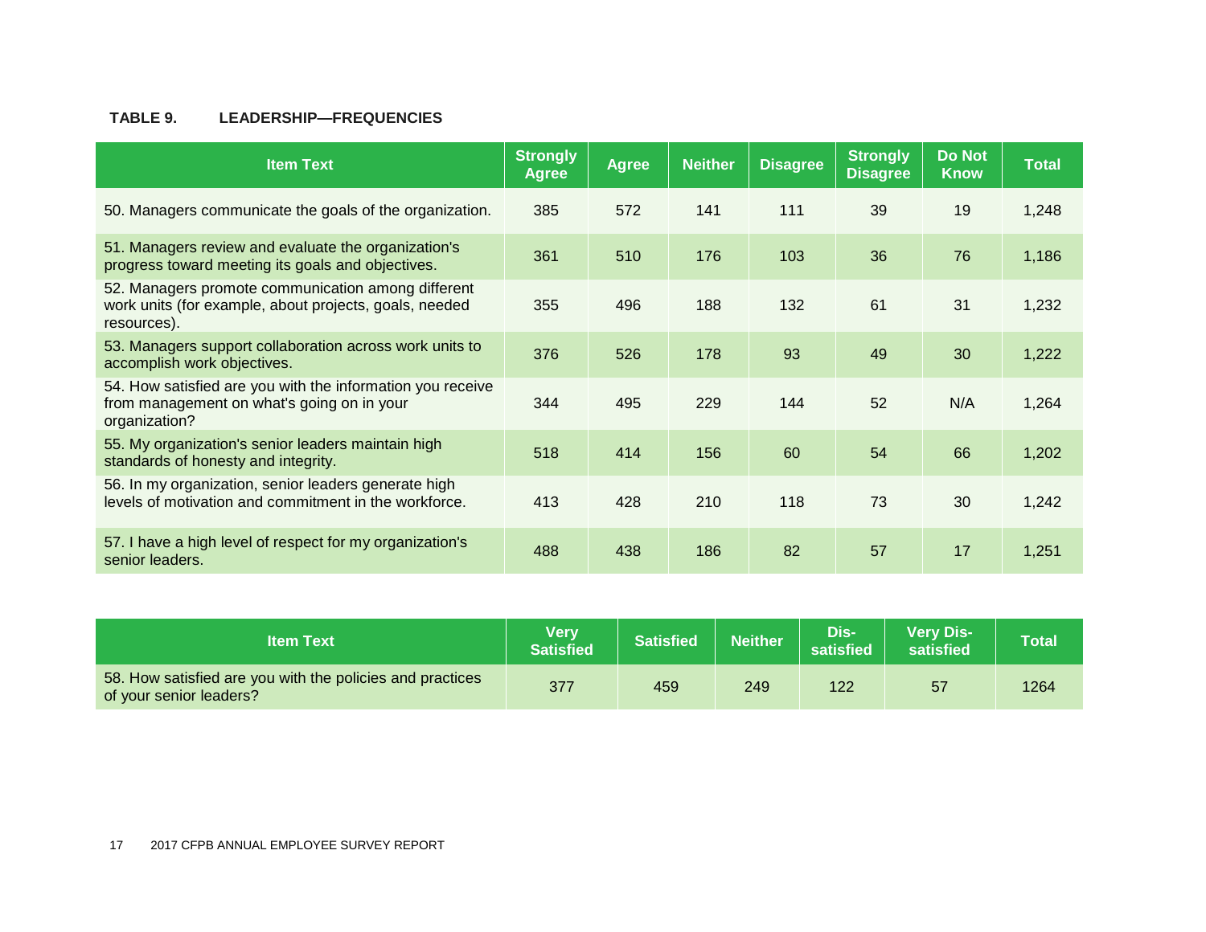**TABLE 9. LEADERSHIP—FREQUENCIES**

| Item Text | Strongly Agree | Agree | Neither | Disagree | Strongly Disagree | Do Not Know | Total |
|---|---|---|---|---|---|---|---|
| 50. Managers communicate the goals of the organization. | 385 | 572 | 141 | 111 | 39 | 19 | 1,248 |
| 51. Managers review and evaluate the organization's progress toward meeting its goals and objectives. | 361 | 510 | 176 | 103 | 36 | 76 | 1,186 |
| 52. Managers promote communication among different work units (for example, about projects, goals, needed resources). | 355 | 496 | 188 | 132 | 61 | 31 | 1,232 |
| 53. Managers support collaboration across work units to accomplish work objectives. | 376 | 526 | 178 | 93 | 49 | 30 | 1,222 |
| 54. How satisfied are you with the information you receive from management on what's going on in your organization? | 344 | 495 | 229 | 144 | 52 | N/A | 1,264 |
| 55. My organization's senior leaders maintain high standards of honesty and integrity. | 518 | 414 | 156 | 60 | 54 | 66 | 1,202 |
| 56. In my organization, senior leaders generate high levels of motivation and commitment in the workforce. | 413 | 428 | 210 | 118 | 73 | 30 | 1,242 |
| 57. I have a high level of respect for my organization's senior leaders. | 488 | 438 | 186 | 82 | 57 | 17 | 1,251 |

| Item Text | Very Satisfied | Satisfied | Neither | Dis-satisfied | Very Dis-satisfied | Total |
|---|---|---|---|---|---|---|
| 58. How satisfied are you with the policies and practices of your senior leaders? | 377 | 459 | 249 | 122 | 57 | 1264 |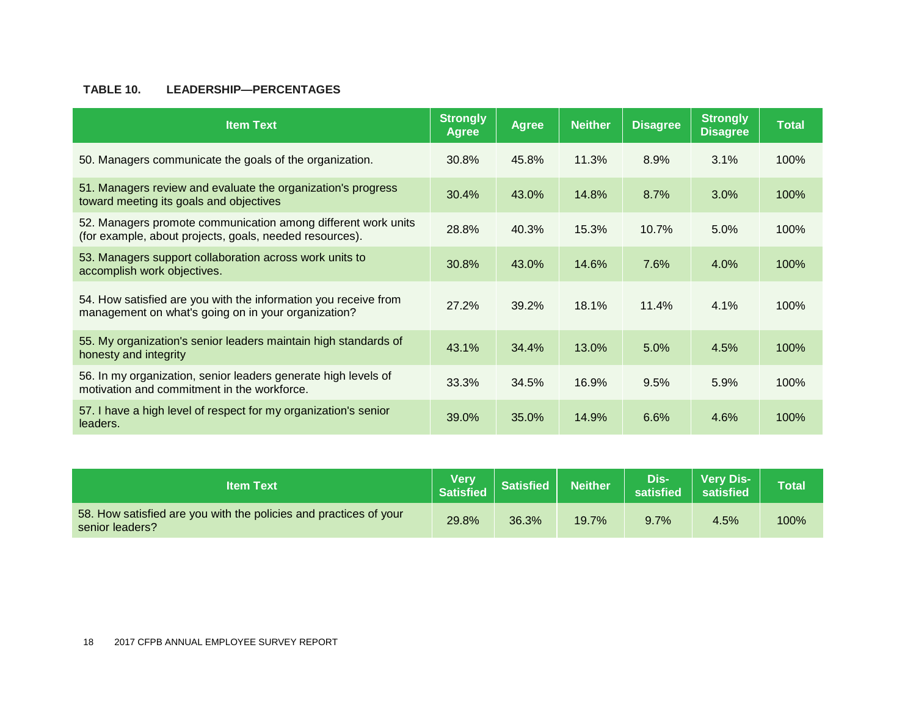**TABLE 10. LEADERSHIP—PERCENTAGES**

| Item Text | Strongly Agree | Agree | Neither | Disagree | Strongly Disagree | Total |
|---|---|---|---|---|---|---|
| 50. Managers communicate the goals of the organization. | 30.8% | 45.8% | 11.3% | 8.9% | 3.1% | 100% |
| 51. Managers review and evaluate the organization's progress toward meeting its goals and objectives | 30.4% | 43.0% | 14.8% | 8.7% | 3.0% | 100% |
| 52. Managers promote communication among different work units (for example, about projects, goals, needed resources). | 28.8% | 40.3% | 15.3% | 10.7% | 5.0% | 100% |
| 53. Managers support collaboration across work units to accomplish work objectives. | 30.8% | 43.0% | 14.6% | 7.6% | 4.0% | 100% |
| 54. How satisfied are you with the information you receive from management on what's going on in your organization? | 27.2% | 39.2% | 18.1% | 11.4% | 4.1% | 100% |
| 55. My organization's senior leaders maintain high standards of honesty and integrity | 43.1% | 34.4% | 13.0% | 5.0% | 4.5% | 100% |
| 56. In my organization, senior leaders generate high levels of motivation and commitment in the workforce. | 33.3% | 34.5% | 16.9% | 9.5% | 5.9% | 100% |
| 57. I have a high level of respect for my organization's senior leaders. | 39.0% | 35.0% | 14.9% | 6.6% | 4.6% | 100% |

| Item Text | Very Satisfied | Satisfied | Neither | Dis-satisfied | Very Dis-satisfied | Total |
|---|---|---|---|---|---|---|
| 58. How satisfied are you with the policies and practices of your senior leaders? | 29.8% | 36.3% | 19.7% | 9.7% | 4.5% | 100% |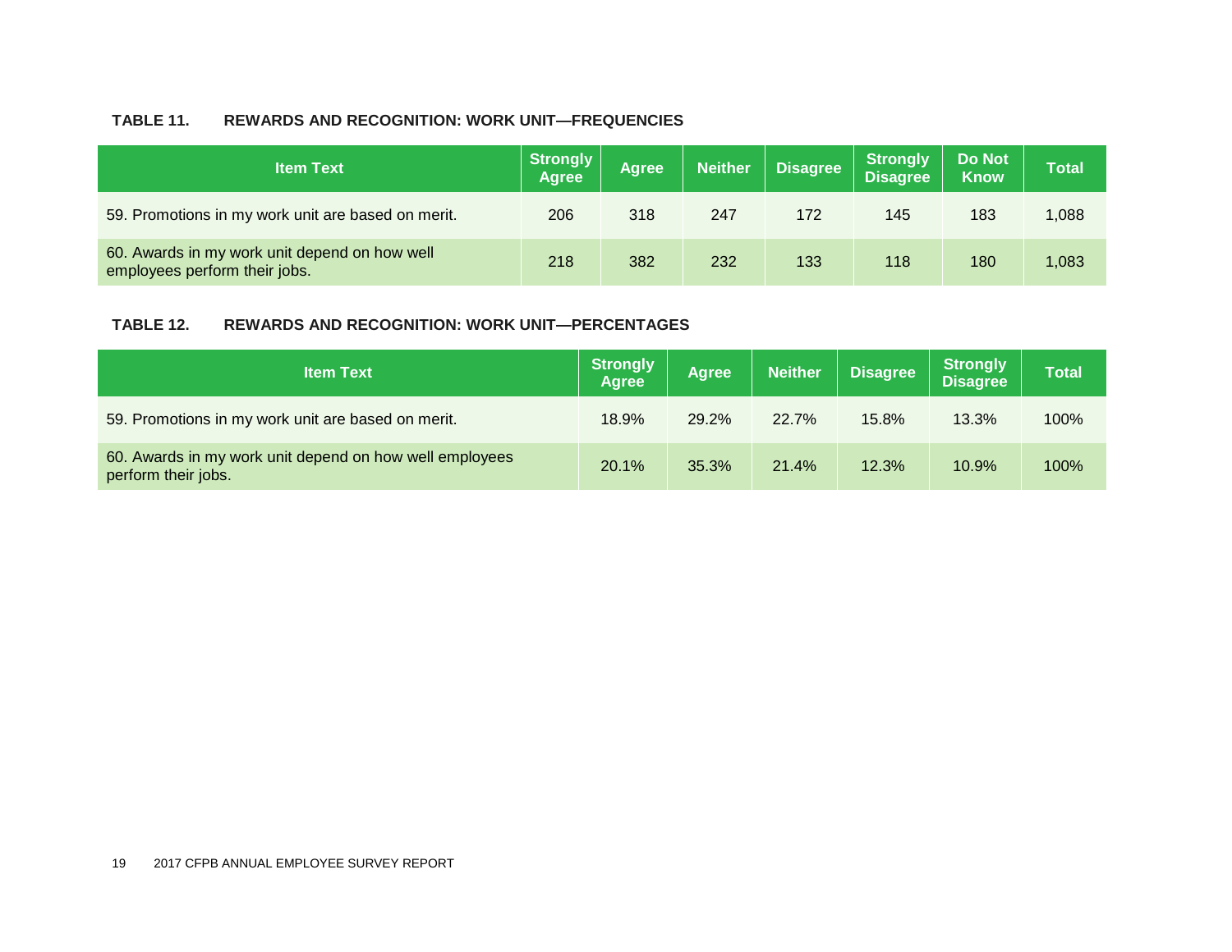### TABLE 11. REWARDS AND RECOGNITION: WORK UNIT—FREQUENCIES

| Item Text | Strongly Agree | Agree | Neither | Disagree | Strongly Disagree | Do Not Know | Total |
|---|---|---|---|---|---|---|---|
| 59. Promotions in my work unit are based on merit. | 206 | 318 | 247 | 172 | 145 | 183 | 1,088 |
| 60. Awards in my work unit depend on how well employees perform their jobs. | 218 | 382 | 232 | 133 | 118 | 180 | 1,083 |

### TABLE 12. REWARDS AND RECOGNITION: WORK UNIT—PERCENTAGES

| Item Text | Strongly Agree | Agree | Neither | Disagree | Strongly Disagree | Total |
|---|---|---|---|---|---|---|
| 59. Promotions in my work unit are based on merit. | 18.9% | 29.2% | 22.7% | 15.8% | 13.3% | 100% |
| 60. Awards in my work unit depend on how well employees perform their jobs. | 20.1% | 35.3% | 21.4% | 12.3% | 10.9% | 100% |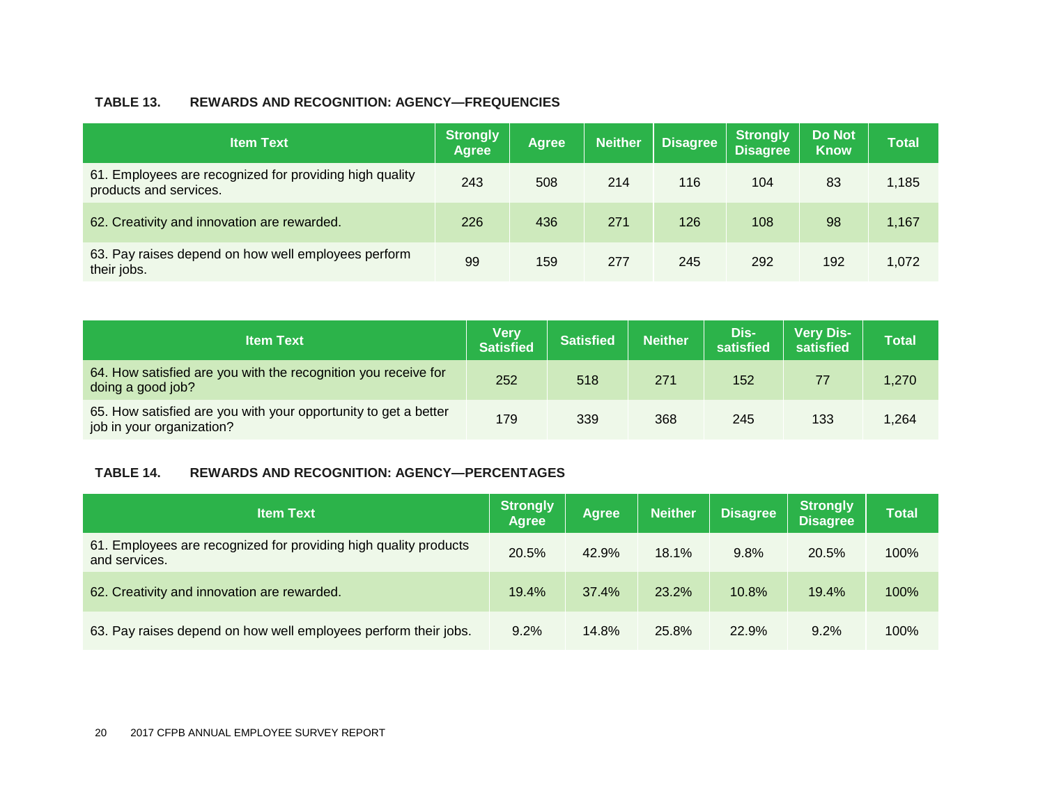## TABLE 13. REWARDS AND RECOGNITION: AGENCY—FREQUENCIES

| Item Text | Strongly Agree | Agree | Neither | Disagree | Strongly Disagree | Do Not Know | Total |
|---|---|---|---|---|---|---|---|
| 61. Employees are recognized for providing high quality products and services. | 243 | 508 | 214 | 116 | 104 | 83 | 1,185 |
| 62. Creativity and innovation are rewarded. | 226 | 436 | 271 | 126 | 108 | 98 | 1,167 |
| 63. Pay raises depend on how well employees perform their jobs. | 99 | 159 | 277 | 245 | 292 | 192 | 1,072 |

| Item Text | Very Satisfied | Satisfied | Neither | Dis-satisfied | Very Dis-satisfied | Total |
|---|---|---|---|---|---|---|
| 64. How satisfied are you with the recognition you receive for doing a good job? | 252 | 518 | 271 | 152 | 77 | 1,270 |
| 65. How satisfied are you with your opportunity to get a better job in your organization? | 179 | 339 | 368 | 245 | 133 | 1,264 |

## TABLE 14. REWARDS AND RECOGNITION: AGENCY—PERCENTAGES

| Item Text | Strongly Agree | Agree | Neither | Disagree | Strongly Disagree | Total |
|---|---|---|---|---|---|---|
| 61. Employees are recognized for providing high quality products and services. | 20.5% | 42.9% | 18.1% | 9.8% | 20.5% | 100% |
| 62. Creativity and innovation are rewarded. | 19.4% | 37.4% | 23.2% | 10.8% | 19.4% | 100% |
| 63. Pay raises depend on how well employees perform their jobs. | 9.2% | 14.8% | 25.8% | 22.9% | 9.2% | 100% |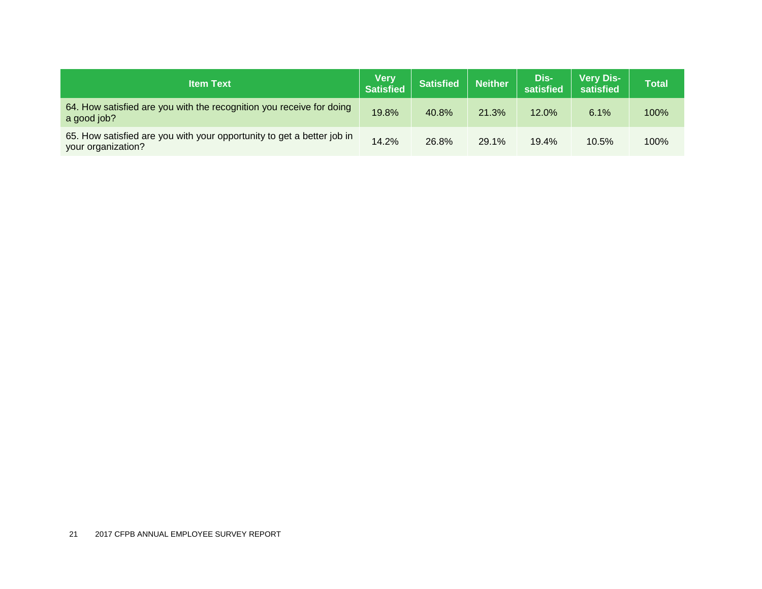| Item Text | Very Satisfied | Satisfied | Neither | Dis-satisfied | Very Dis-satisfied | Total |
| --- | --- | --- | --- | --- | --- | --- |
| 64. How satisfied are you with the recognition you receive for doing a good job? | 19.8% | 40.8% | 21.3% | 12.0% | 6.1% | 100% |
| 65. How satisfied are you with your opportunity to get a better job in your organization? | 14.2% | 26.8% | 29.1% | 19.4% | 10.5% | 100% |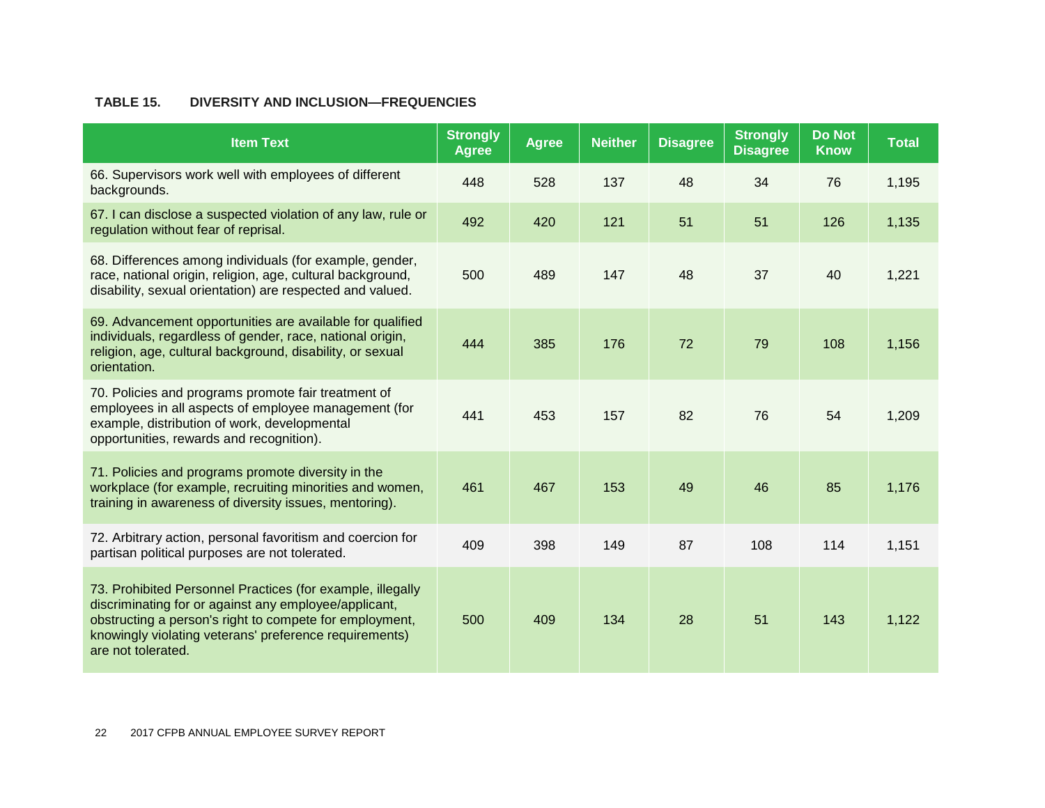**TABLE 15. DIVERSITY AND INCLUSION—FREQUENCIES**

| Item Text | Strongly Agree | Agree | Neither | Disagree | Strongly Disagree | Do Not Know | Total |
|---|---|---|---|---|---|---|---|
| 66. Supervisors work well with employees of different backgrounds. | 448 | 528 | 137 | 48 | 34 | 76 | 1,195 |
| 67. I can disclose a suspected violation of any law, rule or regulation without fear of reprisal. | 492 | 420 | 121 | 51 | 51 | 126 | 1,135 |
| 68. Differences among individuals (for example, gender, race, national origin, religion, age, cultural background, disability, sexual orientation) are respected and valued. | 500 | 489 | 147 | 48 | 37 | 40 | 1,221 |
| 69. Advancement opportunities are available for qualified individuals, regardless of gender, race, national origin, religion, age, cultural background, disability, or sexual orientation. | 444 | 385 | 176 | 72 | 79 | 108 | 1,156 |
| 70. Policies and programs promote fair treatment of employees in all aspects of employee management (for example, distribution of work, developmental opportunities, rewards and recognition). | 441 | 453 | 157 | 82 | 76 | 54 | 1,209 |
| 71. Policies and programs promote diversity in the workplace (for example, recruiting minorities and women, training in awareness of diversity issues, mentoring). | 461 | 467 | 153 | 49 | 46 | 85 | 1,176 |
| 72. Arbitrary action, personal favoritism and coercion for partisan political purposes are not tolerated. | 409 | 398 | 149 | 87 | 108 | 114 | 1,151 |
| 73. Prohibited Personnel Practices (for example, illegally discriminating for or against any employee/applicant, obstructing a person's right to compete for employment, knowingly violating veterans' preference requirements) are not tolerated. | 500 | 409 | 134 | 28 | 51 | 143 | 1,122 |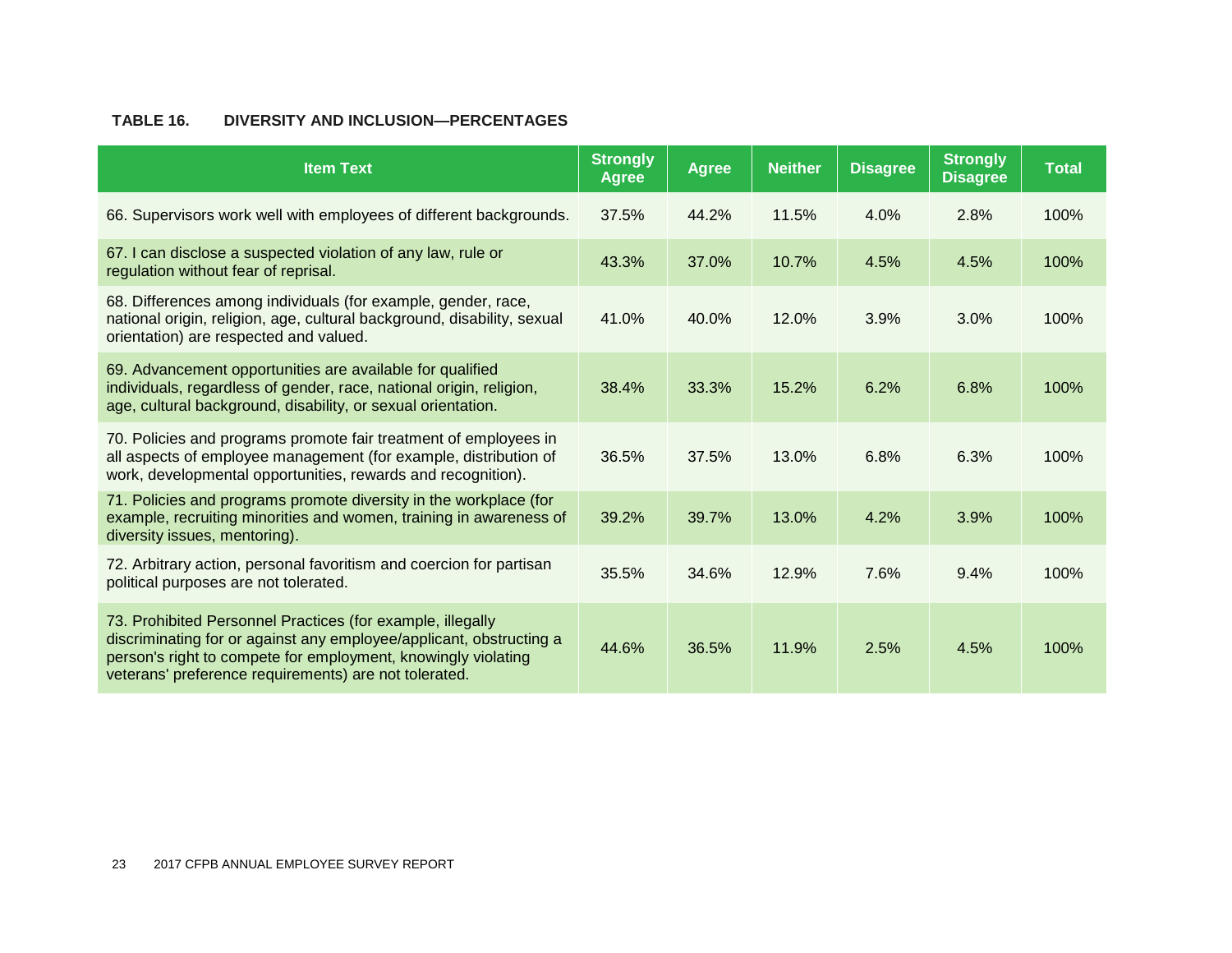**TABLE 16. DIVERSITY AND INCLUSION—PERCENTAGES**

| Item Text | Strongly Agree | Agree | Neither | Disagree | Strongly Disagree | Total |
|---|---|---|---|---|---|---|
| 66. Supervisors work well with employees of different backgrounds. | 37.5% | 44.2% | 11.5% | 4.0% | 2.8% | 100% |
| 67. I can disclose a suspected violation of any law, rule or regulation without fear of reprisal. | 43.3% | 37.0% | 10.7% | 4.5% | 4.5% | 100% |
| 68. Differences among individuals (for example, gender, race, national origin, religion, age, cultural background, disability, sexual orientation) are respected and valued. | 41.0% | 40.0% | 12.0% | 3.9% | 3.0% | 100% |
| 69. Advancement opportunities are available for qualified individuals, regardless of gender, race, national origin, religion, age, cultural background, disability, or sexual orientation. | 38.4% | 33.3% | 15.2% | 6.2% | 6.8% | 100% |
| 70. Policies and programs promote fair treatment of employees in all aspects of employee management (for example, distribution of work, developmental opportunities, rewards and recognition). | 36.5% | 37.5% | 13.0% | 6.8% | 6.3% | 100% |
| 71. Policies and programs promote diversity in the workplace (for example, recruiting minorities and women, training in awareness of diversity issues, mentoring). | 39.2% | 39.7% | 13.0% | 4.2% | 3.9% | 100% |
| 72. Arbitrary action, personal favoritism and coercion for partisan political purposes are not tolerated. | 35.5% | 34.6% | 12.9% | 7.6% | 9.4% | 100% |
| 73. Prohibited Personnel Practices (for example, illegally discriminating for or against any employee/applicant, obstructing a person's right to compete for employment, knowingly violating veterans' preference requirements) are not tolerated. | 44.6% | 36.5% | 11.9% | 2.5% | 4.5% | 100% |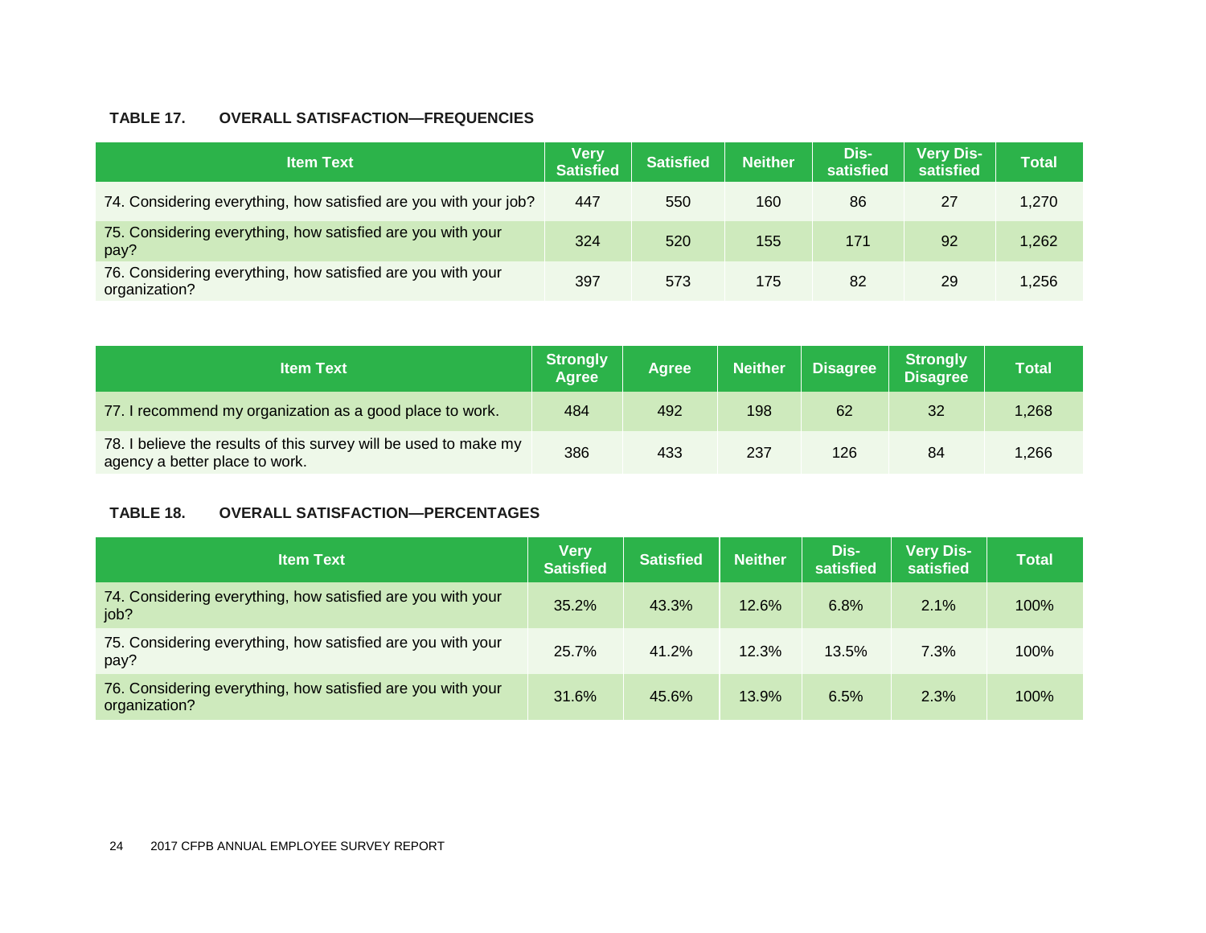**TABLE 17. OVERALL SATISFACTION—FREQUENCIES**

| Item Text | Very Satisfied | Satisfied | Neither | Dis-satisfied | Very Dis-satisfied | Total |
|---|---|---|---|---|---|---|
| 74. Considering everything, how satisfied are you with your job? | 447 | 550 | 160 | 86 | 27 | 1,270 |
| 75. Considering everything, how satisfied are you with your pay? | 324 | 520 | 155 | 171 | 92 | 1,262 |
| 76. Considering everything, how satisfied are you with your organization? | 397 | 573 | 175 | 82 | 29 | 1,256 |

| Item Text | Strongly Agree | Agree | Neither | Disagree | Strongly Disagree | Total |
|---|---|---|---|---|---|---|
| 77. I recommend my organization as a good place to work. | 484 | 492 | 198 | 62 | 32 | 1,268 |
| 78. I believe the results of this survey will be used to make my agency a better place to work. | 386 | 433 | 237 | 126 | 84 | 1,266 |

**TABLE 18. OVERALL SATISFACTION—PERCENTAGES**

| Item Text | Very Satisfied | Satisfied | Neither | Dis-satisfied | Very Dis-satisfied | Total |
|---|---|---|---|---|---|---|
| 74. Considering everything, how satisfied are you with your job? | 35.2% | 43.3% | 12.6% | 6.8% | 2.1% | 100% |
| 75. Considering everything, how satisfied are you with your pay? | 25.7% | 41.2% | 12.3% | 13.5% | 7.3% | 100% |
| 76. Considering everything, how satisfied are you with your organization? | 31.6% | 45.6% | 13.9% | 6.5% | 2.3% | 100% |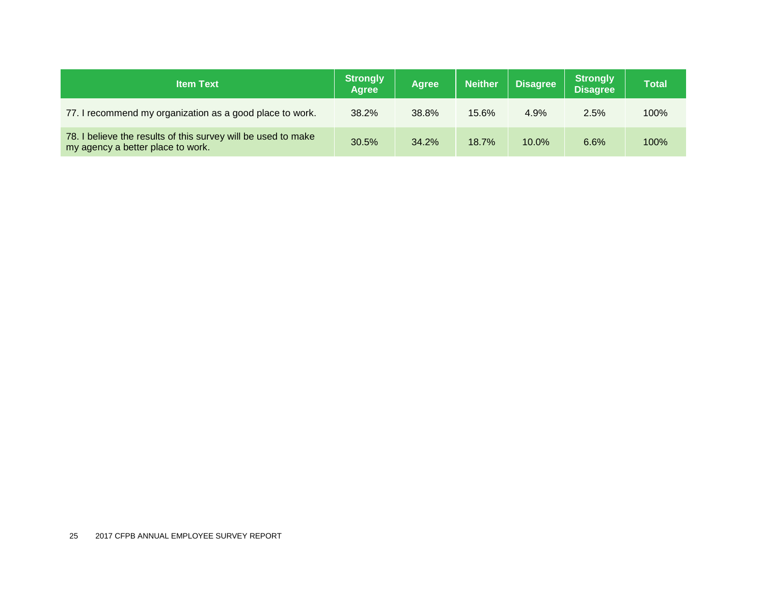| Item Text | Strongly Agree | Agree | Neither | Disagree | Strongly Disagree | Total |
| --- | --- | --- | --- | --- | --- | --- |
| 77. I recommend my organization as a good place to work. | 38.2% | 38.8% | 15.6% | 4.9% | 2.5% | 100% |
| 78. I believe the results of this survey will be used to make my agency a better place to work. | 30.5% | 34.2% | 18.7% | 10.0% | 6.6% | 100% |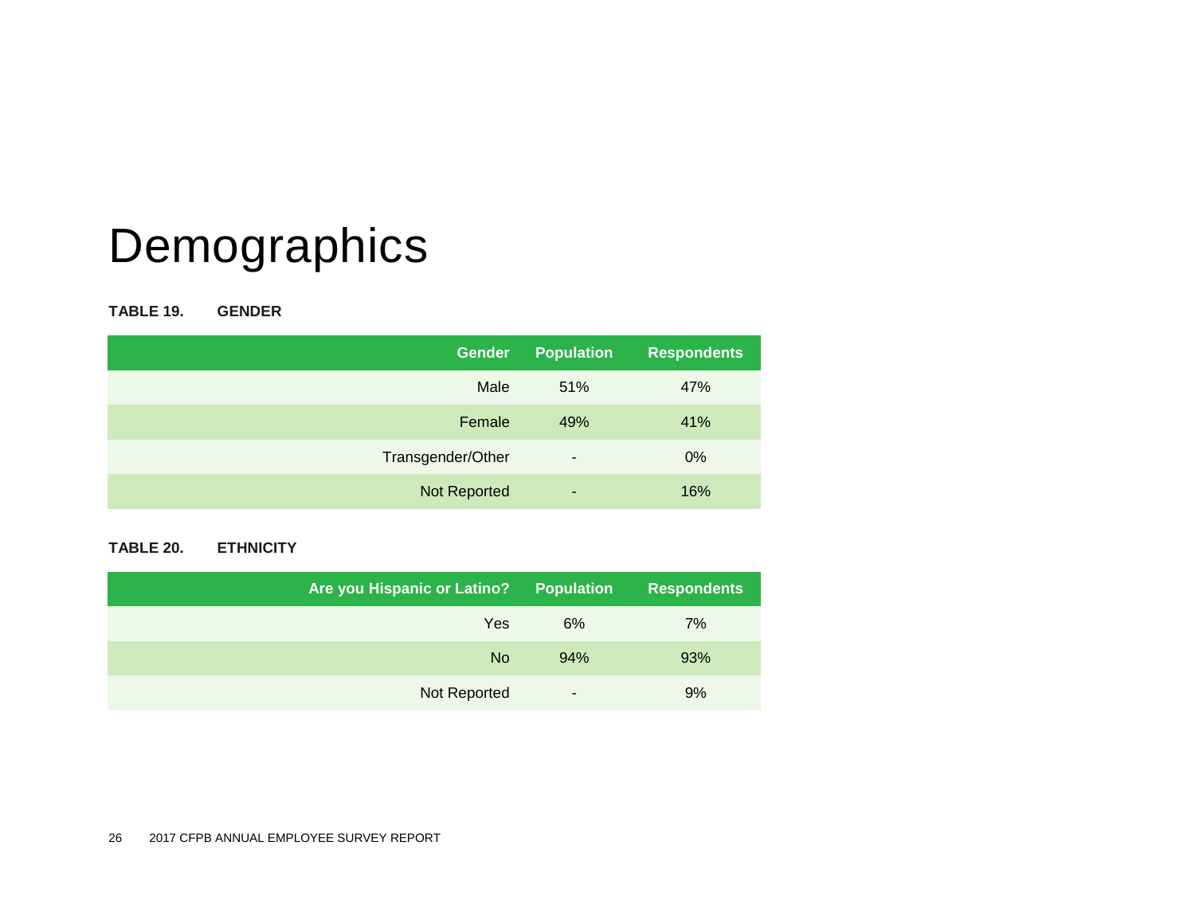# Demographics

**TABLE 19. GENDER**

| Gender | Population | Respondents |
| --- | --- | --- |
| Male | 51% | 47% |
| Female | 49% | 41% |
| Transgender/Other | - | 0% |
| Not Reported | - | 16% |

**TABLE 20. ETHNICITY**

| Are you Hispanic or Latino? | Population | Respondents |
| --- | --- | --- |
| Yes | 6% | 7% |
| No | 94% | 93% |
| Not Reported | - | 9% |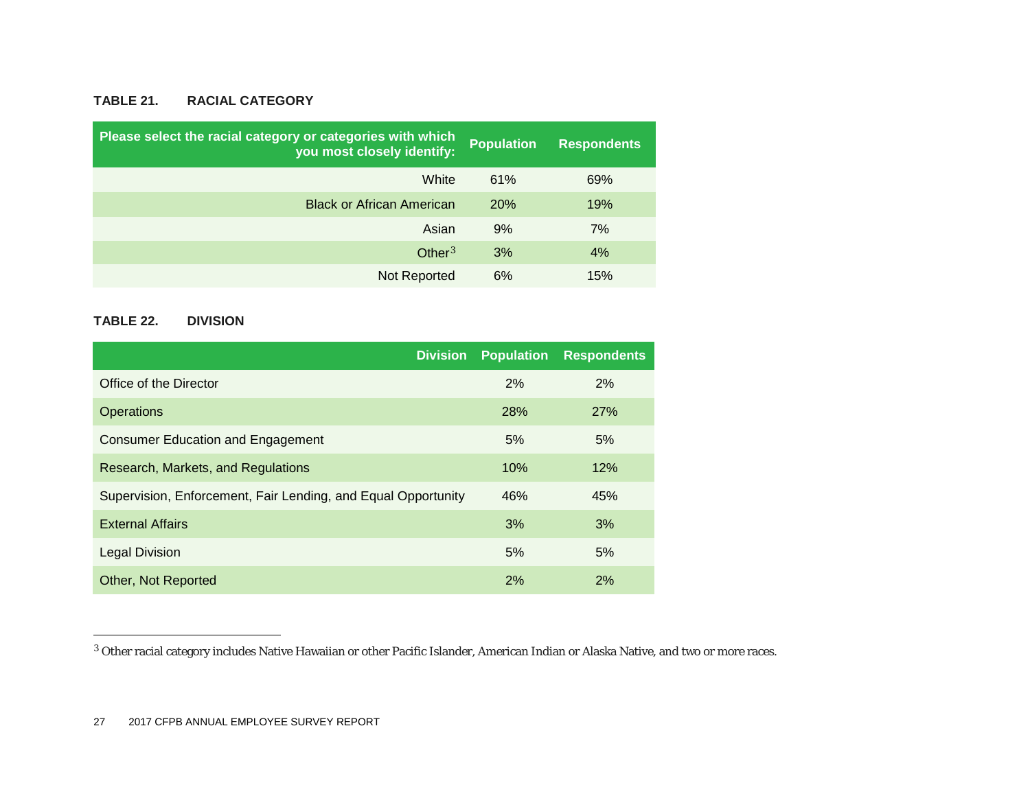**TABLE 21. RACIAL CATEGORY**

| Please select the racial category or categories with which you most closely identify: | Population | Respondents |
| --- | --- | --- |
| White | 61% | 69% |
| Black or African American | 20% | 19% |
| Asian | 9% | 7% |
| Other[3] | 3% | 4% |
| Not Reported | 6% | 15% |

**TABLE 22. DIVISION**

| Division | Population | Respondents |
| --- | --- | --- |
| Office of the Director | 2% | 2% |
| Operations | 28% | 27% |
| Consumer Education and Engagement | 5% | 5% |
| Research, Markets, and Regulations | 10% | 12% |
| Supervision, Enforcement, Fair Lending, and Equal Opportunity | 46% | 45% |
| External Affairs | 3% | 3% |
| Legal Division | 5% | 5% |
| Other, Not Reported | 2% | 2% |

[3] Other racial category includes Native Hawaiian or other Pacific Islander, American Indian or Alaska Native, and two or more races.